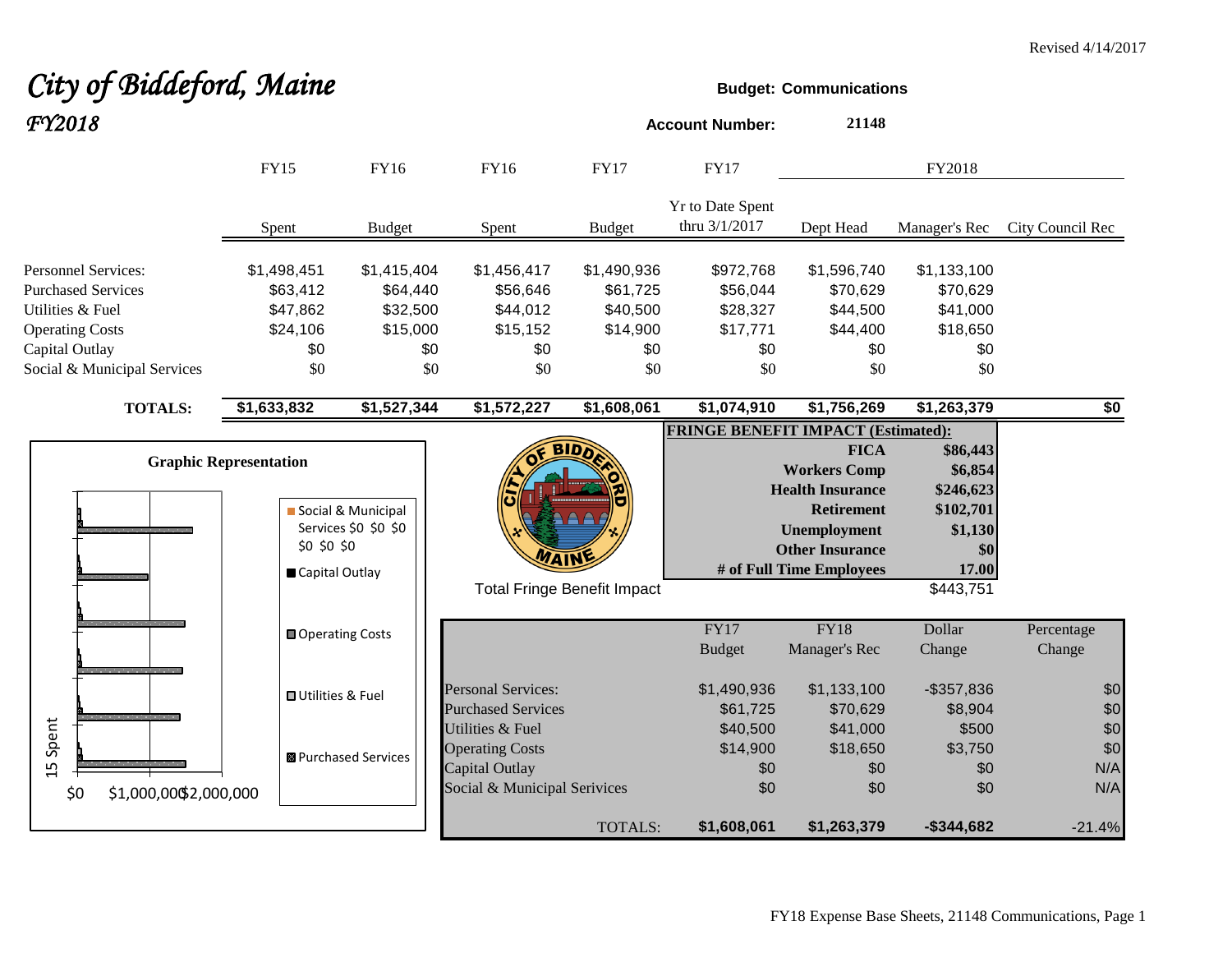Revised 4/14/2017

# City of Biddeford, Maine
## FY2018

**Budget: Communications**

**Account Number:** 21148

| | FY15 | FY16 | FY16 | FY17 | FY17 | FY2018 | | |
|---|---|---|---|---|---|---|---|---|
| | Spent | Budget | Spent | Budget | Yr to Date Spent thru 3/1/2017 | Dept Head | Manager's Rec | City Council Rec |
| Personnel Services: | $1,498,451 | $1,415,404 | $1,456,417 | $1,490,936 | $972,768 | $1,596,740 | $1,133,100 | |
| Purchased Services | $63,412 | $64,440 | $56,646 | $61,725 | $56,044 | $70,629 | $70,629 | |
| Utilities & Fuel | $47,862 | $32,500 | $44,012 | $40,500 | $28,327 | $44,500 | $41,000 | |
| Operating Costs | $24,106 | $15,000 | $15,152 | $14,900 | $17,771 | $44,400 | $18,650 | |
| Capital Outlay | $0 | $0 | $0 | $0 | $0 | $0 | $0 | |
| Social & Municipal Services | $0 | $0 | $0 | $0 | $0 | $0 | $0 | |
| **TOTALS:** | **$1,633,832** | **$1,527,344** | **$1,572,227** | **$1,608,061** | **$1,074,910** | **$1,756,269** | **$1,263,379** | **$0** |

**FRINGE BENEFIT IMPACT (Estimated):**

| | |
|---|---|
| **FICA** | **$86,443** |
| **Workers Comp** | **$6,854** |
| **Health Insurance** | **$246,623** |
| **Retirement** | **$102,701** |
| **Unemployment** | **$1,130** |
| **Other Insurance** | **$0** |
| **# of Full Time Employees** | **17.00** |
| Total Fringe Benefit Impact | $443,751 |

**Graphic Representation**

| | FY17 Budget | FY18 Manager's Rec | Dollar Change | Percentage Change |
|---|---|---|---|---|
| Personal Services: | $1,490,936 | $1,133,100 | -$357,836 | $0 |
| Purchased Services | $61,725 | $70,629 | $8,904 | $0 |
| Utilities & Fuel | $40,500 | $41,000 | $500 | $0 |
| Operating Costs | $14,900 | $18,650 | $3,750 | $0 |
| Capital Outlay | $0 | $0 | $0 | N/A |
| Social & Municipal Serivices | $0 | $0 | $0 | N/A |
| TOTALS: | **$1,608,061** | **$1,263,379** | **-$344,682** | -21.4% |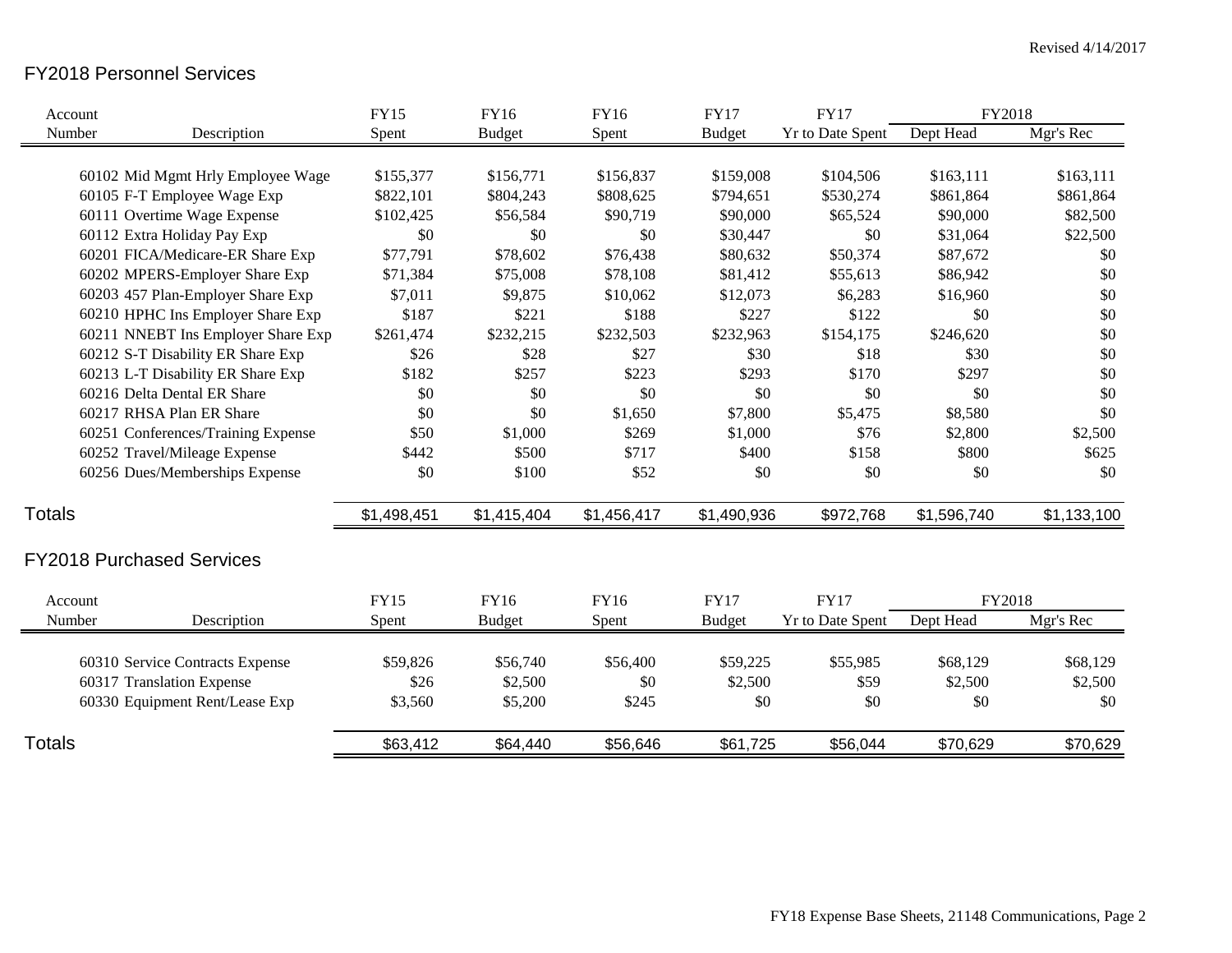Revised 4/14/2017

## FY2018 Personnel Services

| Account Number | Description | FY15 Spent | FY16 Budget | FY16 Spent | FY17 Budget | FY17 Yr to Date Spent | FY2018 Dept Head | FY2018 Mgr's Rec |
|---|---|---|---|---|---|---|---|---|
| 60102 | Mid Mgmt Hrly Employee Wage | $155,377 | $156,771 | $156,837 | $159,008 | $104,506 | $163,111 | $163,111 |
| 60105 | F-T Employee Wage Exp | $822,101 | $804,243 | $808,625 | $794,651 | $530,274 | $861,864 | $861,864 |
| 60111 | Overtime Wage Expense | $102,425 | $56,584 | $90,719 | $90,000 | $65,524 | $90,000 | $82,500 |
| 60112 | Extra Holiday Pay Exp | $0 | $0 | $0 | $30,447 | $0 | $31,064 | $22,500 |
| 60201 | FICA/Medicare-ER Share Exp | $77,791 | $78,602 | $76,438 | $80,632 | $50,374 | $87,672 | $0 |
| 60202 | MPERS-Employer Share Exp | $71,384 | $75,008 | $78,108 | $81,412 | $55,613 | $86,942 | $0 |
| 60203 | 457 Plan-Employer Share Exp | $7,011 | $9,875 | $10,062 | $12,073 | $6,283 | $16,960 | $0 |
| 60210 | HPHC Ins Employer Share Exp | $187 | $221 | $188 | $227 | $122 | $0 | $0 |
| 60211 | NNEBT Ins Employer Share Exp | $261,474 | $232,215 | $232,503 | $232,963 | $154,175 | $246,620 | $0 |
| 60212 | S-T Disability ER Share Exp | $26 | $28 | $27 | $30 | $18 | $30 | $0 |
| 60213 | L-T Disability ER Share Exp | $182 | $257 | $223 | $293 | $170 | $297 | $0 |
| 60216 | Delta Dental ER Share | $0 | $0 | $0 | $0 | $0 | $0 | $0 |
| 60217 | RHSA Plan ER Share | $0 | $0 | $1,650 | $7,800 | $5,475 | $8,580 | $0 |
| 60251 | Conferences/Training Expense | $50 | $1,000 | $269 | $1,000 | $76 | $2,800 | $2,500 |
| 60252 | Travel/Mileage Expense | $442 | $500 | $717 | $400 | $158 | $800 | $625 |
| 60256 | Dues/Memberships Expense | $0 | $100 | $52 | $0 | $0 | $0 | $0 |
| **Totals** | | $1,498,451 | $1,415,404 | $1,456,417 | $1,490,936 | $972,768 | $1,596,740 | $1,133,100 |

## FY2018 Purchased Services

| Account Number | Description | FY15 Spent | FY16 Budget | FY16 Spent | FY17 Budget | FY17 Yr to Date Spent | FY2018 Dept Head | FY2018 Mgr's Rec |
|---|---|---|---|---|---|---|---|---|
| 60310 | Service Contracts Expense | $59,826 | $56,740 | $56,400 | $59,225 | $55,985 | $68,129 | $68,129 |
| 60317 | Translation Expense | $26 | $2,500 | $0 | $2,500 | $59 | $2,500 | $2,500 |
| 60330 | Equipment Rent/Lease Exp | $3,560 | $5,200 | $245 | $0 | $0 | $0 | $0 |
| **Totals** | | $63,412 | $64,440 | $56,646 | $61,725 | $56,044 | $70,629 | $70,629 |

FY18 Expense Base Sheets, 21148 Communications, Page 2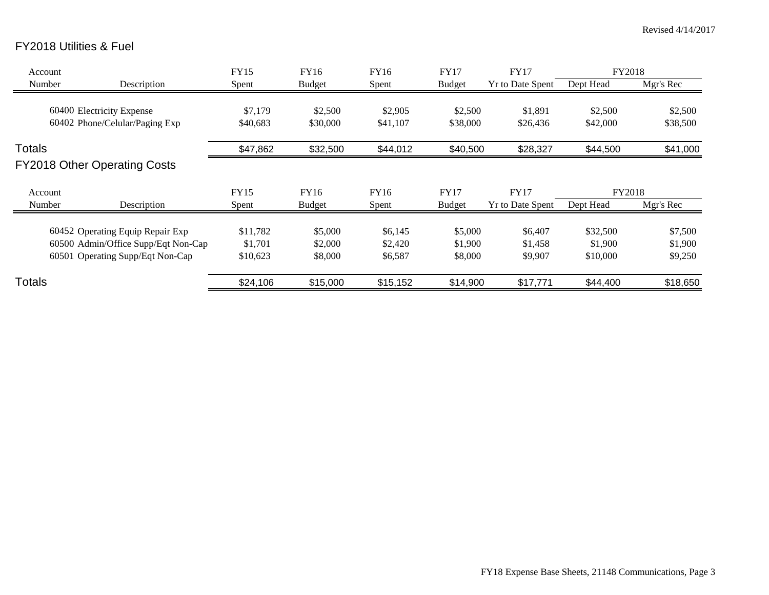Revised 4/14/2017

## FY2018 Utilities & Fuel

| Account Number | Description | FY15 Spent | FY16 Budget | FY16 Spent | FY17 Budget | FY17 Yr to Date Spent | FY2018 Dept Head | FY2018 Mgr's Rec |
|---|---|---|---|---|---|---|---|---|
| 60400 | Electricity Expense | $7,179 | $2,500 | $2,905 | $2,500 | $1,891 | $2,500 | $2,500 |
| 60402 | Phone/Celular/Paging Exp | $40,683 | $30,000 | $41,107 | $38,000 | $26,436 | $42,000 | $38,500 |
| **Totals** | | $47,862 | $32,500 | $44,012 | $40,500 | $28,327 | $44,500 | $41,000 |

## FY2018 Other Operating Costs

| Account Number | Description | FY15 Spent | FY16 Budget | FY16 Spent | FY17 Budget | FY17 Yr to Date Spent | FY2018 Dept Head | FY2018 Mgr's Rec |
|---|---|---|---|---|---|---|---|---|
| 60452 | Operating Equip Repair Exp | $11,782 | $5,000 | $6,145 | $5,000 | $6,407 | $32,500 | $7,500 |
| 60500 | Admin/Office Supp/Eqt Non-Cap | $1,701 | $2,000 | $2,420 | $1,900 | $1,458 | $1,900 | $1,900 |
| 60501 | Operating Supp/Eqt Non-Cap | $10,623 | $8,000 | $6,587 | $8,000 | $9,907 | $10,000 | $9,250 |
| **Totals** | | $24,106 | $15,000 | $15,152 | $14,900 | $17,771 | $44,400 | $18,650 |

FY18 Expense Base Sheets, 21148 Communications, Page 3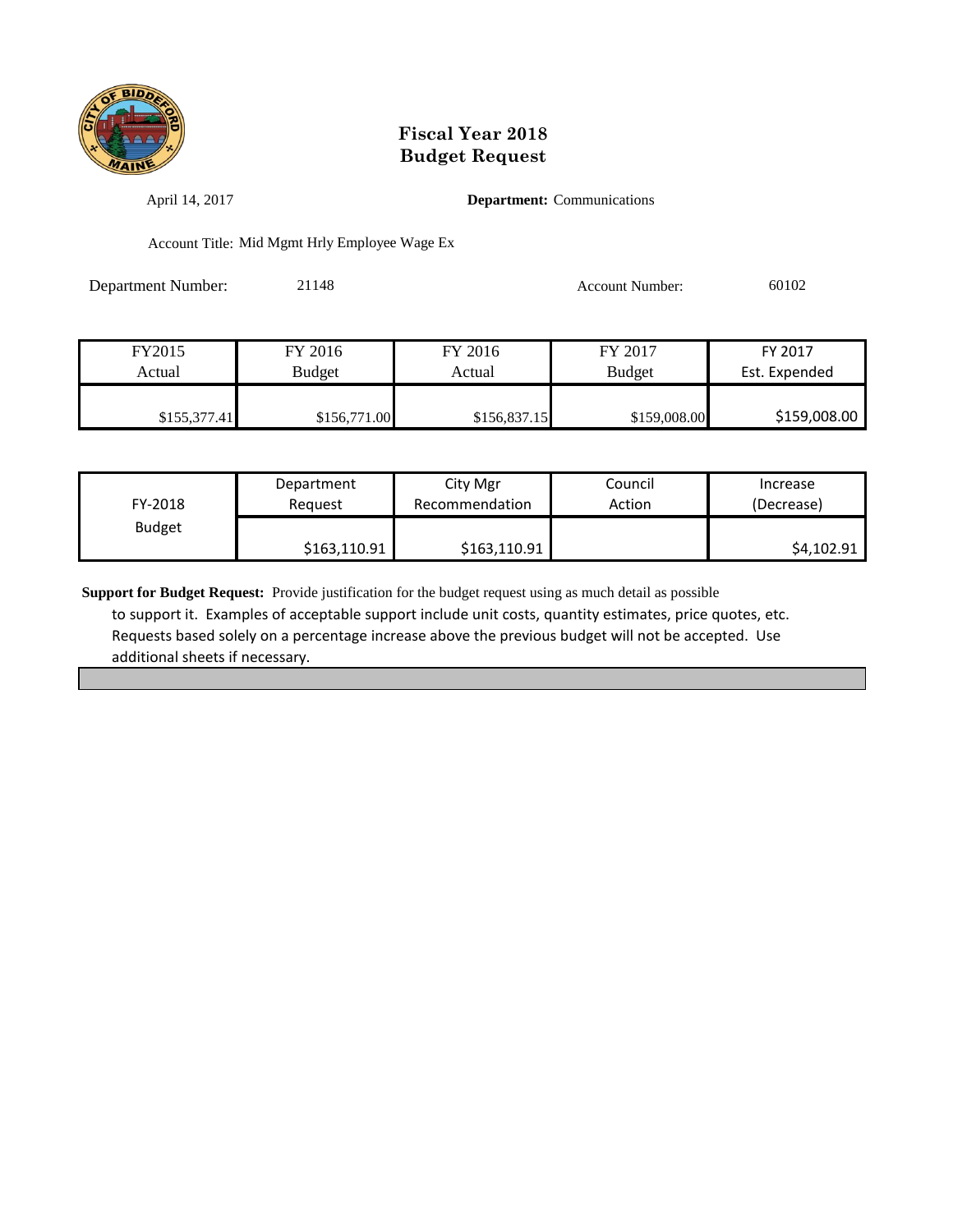# Fiscal Year 2018
# Budget Request

April 14, 2017

**Department:** Communications

Account Title: Mid Mgmt Hrly Employee Wage Ex

Department Number: 21148

Account Number: 60102

| FY2015 Actual | FY 2016 Budget | FY 2016 Actual | FY 2017 Budget | FY 2017 Est. Expended |
|---|---|---|---|---|
| $155,377.41 | $156,771.00 | $156,837.15 | $159,008.00 | $159,008.00 |

| FY-2018 Budget | Department Request | City Mgr Recommendation | Council Action | Increase (Decrease) |
|---|---|---|---|---|
| | $163,110.91 | $163,110.91 | | $4,102.91 |

**Support for Budget Request:** Provide justification for the budget request using as much detail as possible to support it. Examples of acceptable support include unit costs, quantity estimates, price quotes, etc. Requests based solely on a percentage increase above the previous budget will not be accepted. Use additional sheets if necessary.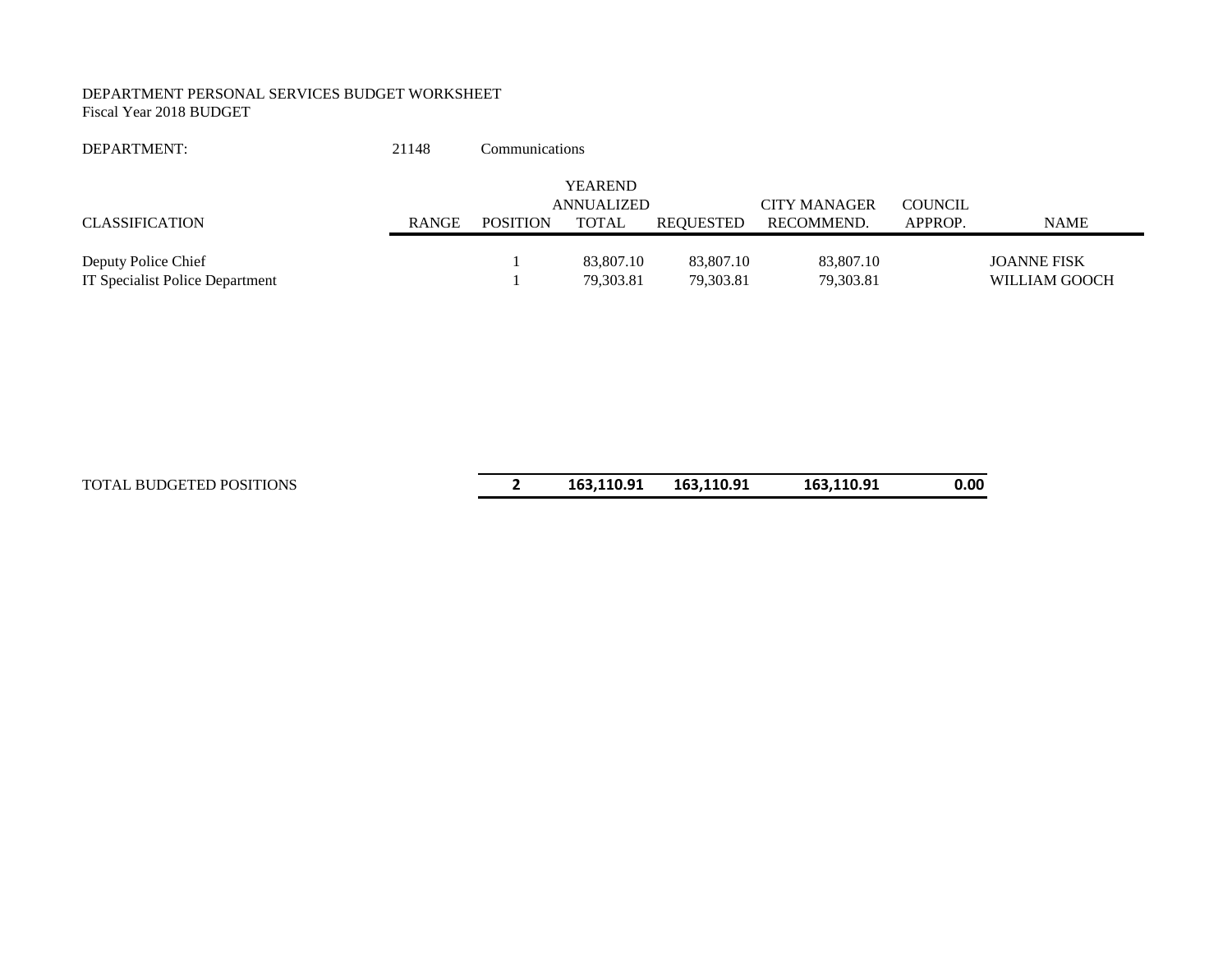DEPARTMENT PERSONAL SERVICES BUDGET WORKSHEET
Fiscal Year 2018 BUDGET

DEPARTMENT: 21148 Communications

| CLASSIFICATION | RANGE | POSITION | YEAREND ANNUALIZED TOTAL | REQUESTED | CITY MANAGER RECOMMEND. | COUNCIL APPROP. | NAME |
|---|---|---|---|---|---|---|---|
| Deputy Police Chief | | 1 | 83,807.10 | 83,807.10 | 83,807.10 | | JOANNE FISK |
| IT Specialist Police Department | | 1 | 79,303.81 | 79,303.81 | 79,303.81 | | WILLIAM GOOCH |
| TOTAL BUDGETED POSITIONS | | **2** | **163,110.91** | **163,110.91** | **163,110.91** | **0.00** | |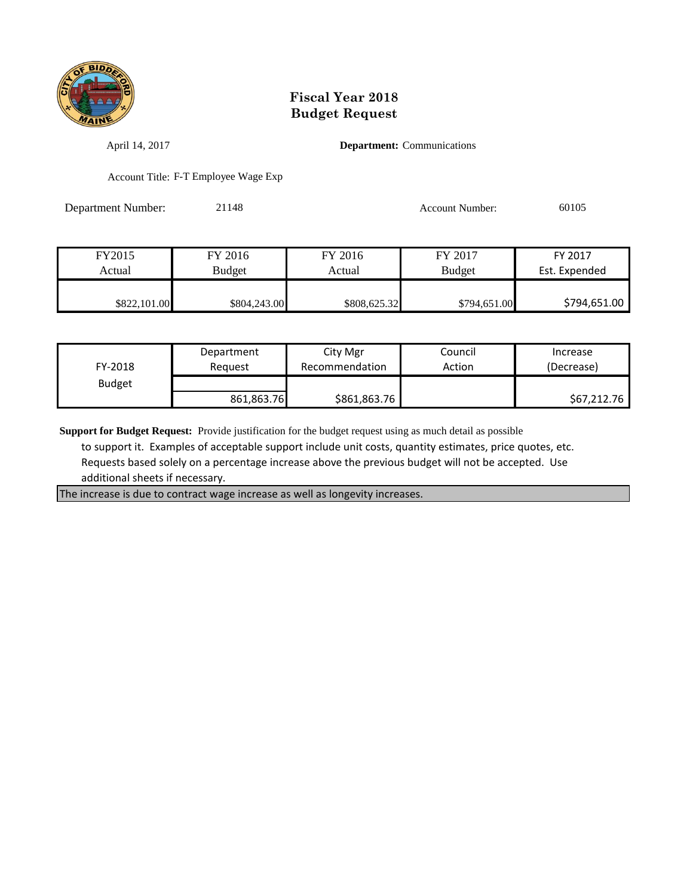# Fiscal Year 2018
# Budget Request

April 14, 2017

**Department:** Communications

Account Title: F-T Employee Wage Exp

Department Number: 21148

Account Number: 60105

| FY2015 Actual | FY 2016 Budget | FY 2016 Actual | FY 2017 Budget | FY 2017 Est. Expended |
|---|---|---|---|---|
| $822,101.00 | $804,243.00 | $808,625.32 | $794,651.00 | $794,651.00 |

| FY-2018 Budget | Department Request | City Mgr Recommendation | Council Action | Increase (Decrease) |
|---|---|---|---|---|
| | 861,863.76 | $861,863.76 | | $67,212.76 |

**Support for Budget Request:** Provide justification for the budget request using as much detail as possible to support it. Examples of acceptable support include unit costs, quantity estimates, price quotes, etc. Requests based solely on a percentage increase above the previous budget will not be accepted. Use additional sheets if necessary.

The increase is due to contract wage increase as well as longevity increases.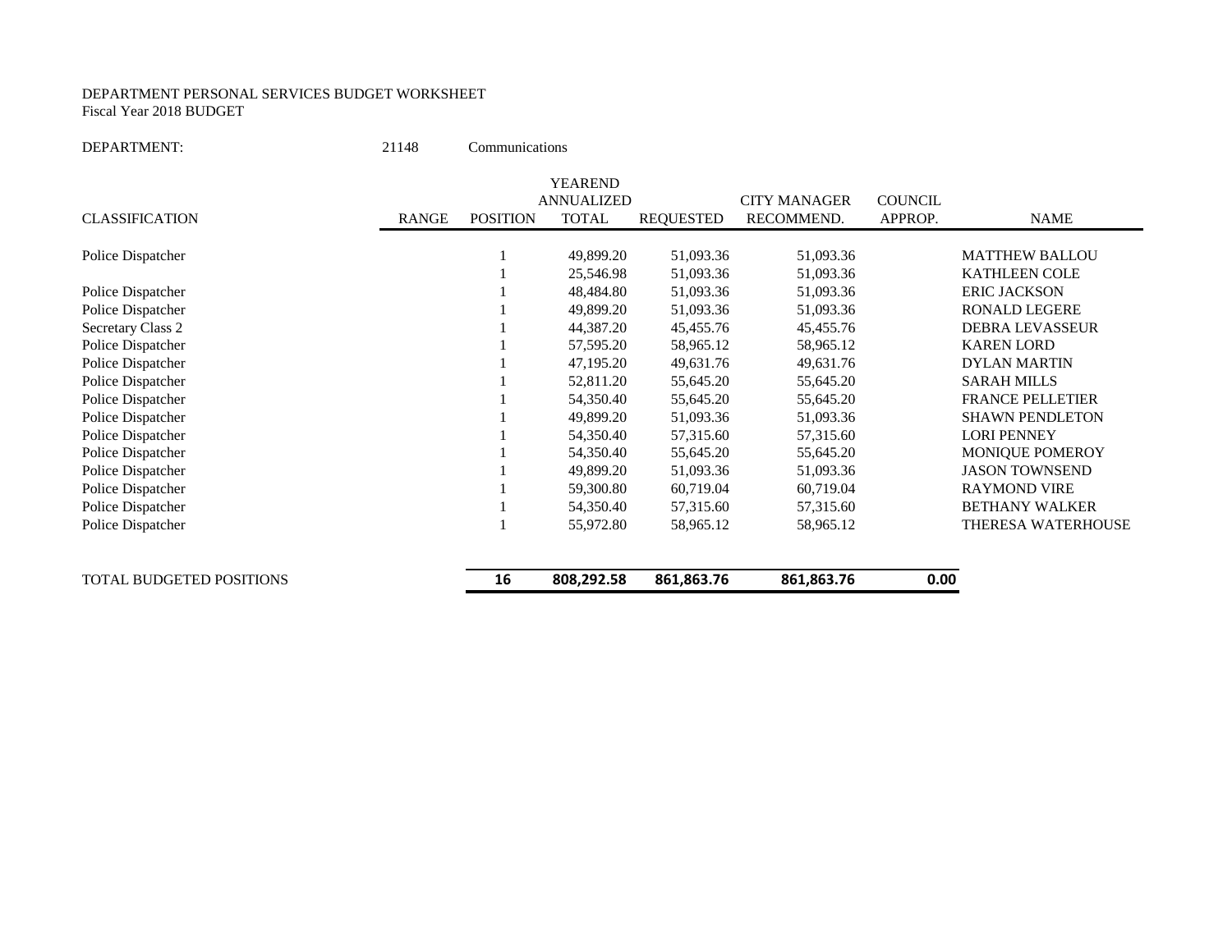DEPARTMENT PERSONAL SERVICES BUDGET WORKSHEET
Fiscal Year 2018 BUDGET

DEPARTMENT: 21148 Communications

| CLASSIFICATION | RANGE | POSITION | YEAREND ANNUALIZED TOTAL | REQUESTED | CITY MANAGER RECOMMEND. | COUNCIL APPROP. | NAME |
|---|---|---|---|---|---|---|---|
| Police Dispatcher | | 1 | 49,899.20 | 51,093.36 | 51,093.36 | | MATTHEW BALLOU |
| | | 1 | 25,546.98 | 51,093.36 | 51,093.36 | | KATHLEEN COLE |
| Police Dispatcher | | 1 | 48,484.80 | 51,093.36 | 51,093.36 | | ERIC JACKSON |
| Police Dispatcher | | 1 | 49,899.20 | 51,093.36 | 51,093.36 | | RONALD LEGERE |
| Secretary Class 2 | | 1 | 44,387.20 | 45,455.76 | 45,455.76 | | DEBRA LEVASSEUR |
| Police Dispatcher | | 1 | 57,595.20 | 58,965.12 | 58,965.12 | | KAREN LORD |
| Police Dispatcher | | 1 | 47,195.20 | 49,631.76 | 49,631.76 | | DYLAN MARTIN |
| Police Dispatcher | | 1 | 52,811.20 | 55,645.20 | 55,645.20 | | SARAH MILLS |
| Police Dispatcher | | 1 | 54,350.40 | 55,645.20 | 55,645.20 | | FRANCE PELLETIER |
| Police Dispatcher | | 1 | 49,899.20 | 51,093.36 | 51,093.36 | | SHAWN PENDLETON |
| Police Dispatcher | | 1 | 54,350.40 | 57,315.60 | 57,315.60 | | LORI PENNEY |
| Police Dispatcher | | 1 | 54,350.40 | 55,645.20 | 55,645.20 | | MONIQUE POMEROY |
| Police Dispatcher | | 1 | 49,899.20 | 51,093.36 | 51,093.36 | | JASON TOWNSEND |
| Police Dispatcher | | 1 | 59,300.80 | 60,719.04 | 60,719.04 | | RAYMOND VIRE |
| Police Dispatcher | | 1 | 54,350.40 | 57,315.60 | 57,315.60 | | BETHANY WALKER |
| Police Dispatcher | | 1 | 55,972.80 | 58,965.12 | 58,965.12 | | THERESA WATERHOUSE |
| TOTAL BUDGETED POSITIONS | | **16** | **808,292.58** | **861,863.76** | **861,863.76** | **0.00** | |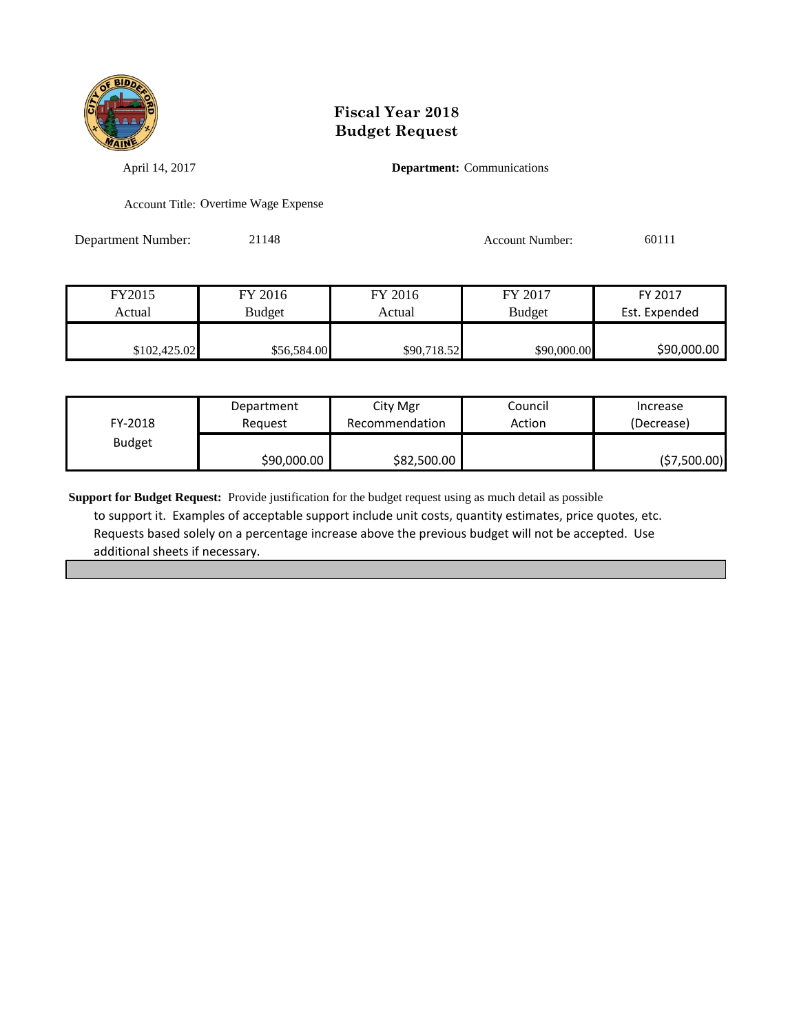# Fiscal Year 2018
# Budget Request

April 14, 2017

**Department:** Communications

Account Title: Overtime Wage Expense

Department Number: 21148

Account Number: 60111

| FY2015 Actual | FY 2016 Budget | FY 2016 Actual | FY 2017 Budget | FY 2017 Est. Expended |
|---|---|---|---|---|
| $102,425.02 | $56,584.00 | $90,718.52 | $90,000.00 | $90,000.00 |

| FY-2018 Budget | Department Request | City Mgr Recommendation | Council Action | Increase (Decrease) |
|---|---|---|---|---|
| | $90,000.00 | $82,500.00 | | ($7,500.00) |

**Support for Budget Request:** Provide justification for the budget request using as much detail as possible to support it. Examples of acceptable support include unit costs, quantity estimates, price quotes, etc. Requests based solely on a percentage increase above the previous budget will not be accepted. Use additional sheets if necessary.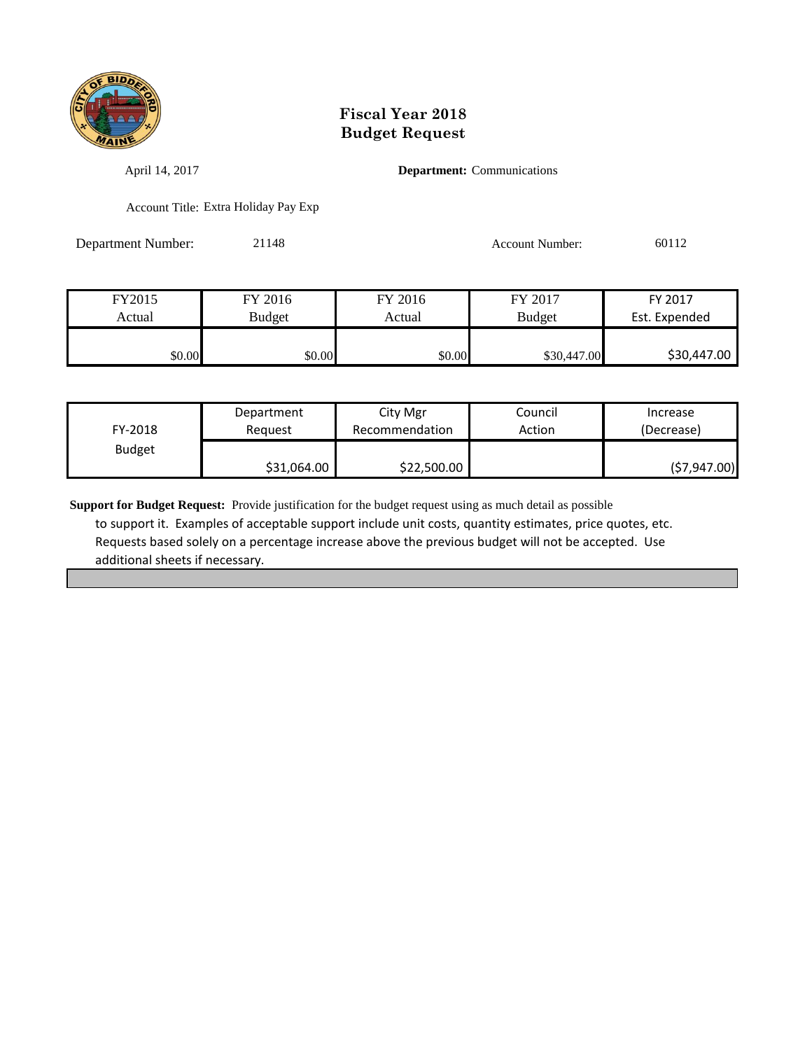# Fiscal Year 2018
# Budget Request

April 14, 2017 **Department:** Communications

Account Title: Extra Holiday Pay Exp

Department Number: 21148 Account Number: 60112

| FY2015 Actual | FY 2016 Budget | FY 2016 Actual | FY 2017 Budget | FY 2017 Est. Expended |
|---|---|---|---|---|
| $0.00 | $0.00 | $0.00 | $30,447.00 | $30,447.00 |

| FY-2018 Budget | Department Request | City Mgr Recommendation | Council Action | Increase (Decrease) |
|---|---|---|---|---|
| | $31,064.00 | $22,500.00 | | ($7,947.00) |

**Support for Budget Request:** Provide justification for the budget request using as much detail as possible to support it. Examples of acceptable support include unit costs, quantity estimates, price quotes, etc. Requests based solely on a percentage increase above the previous budget will not be accepted. Use additional sheets if necessary.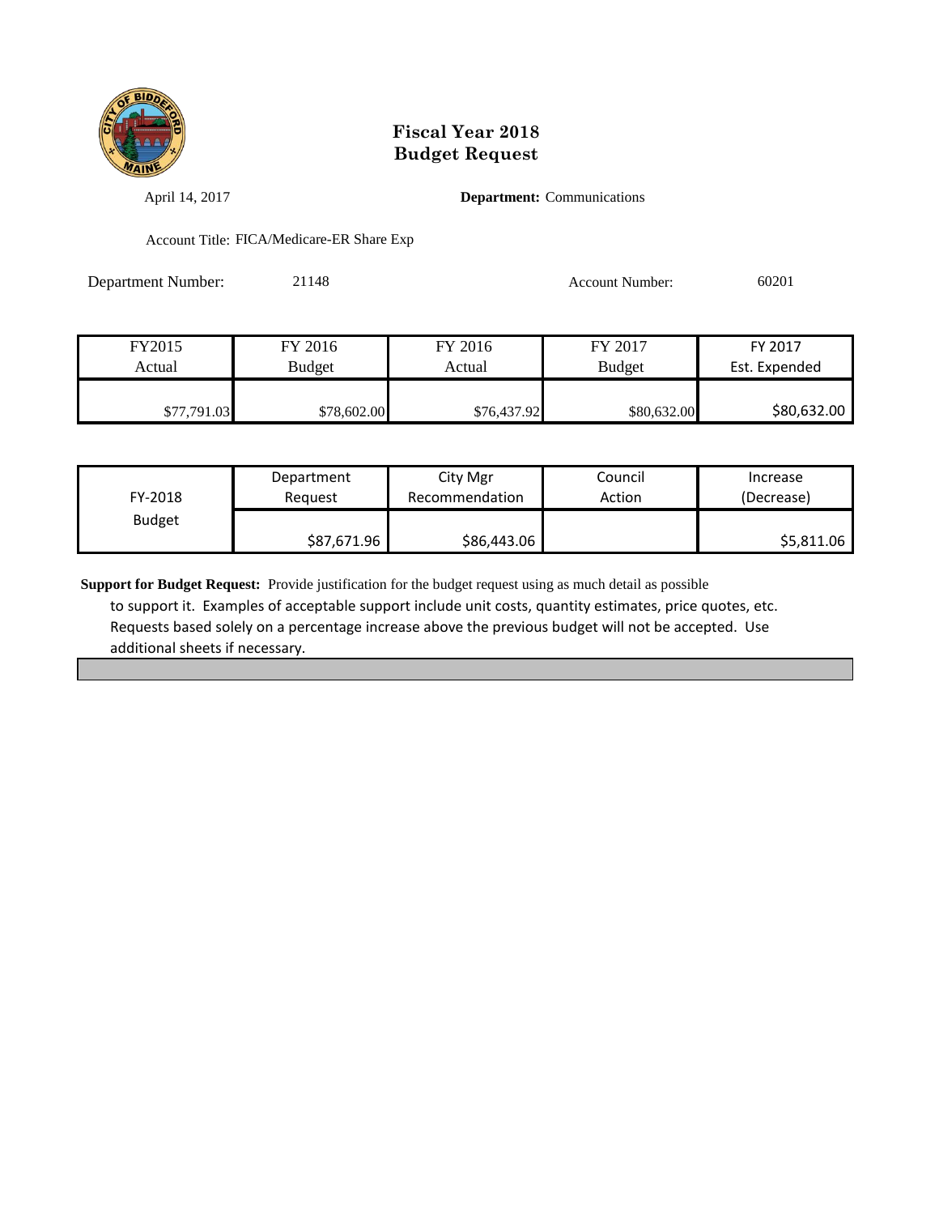# Fiscal Year 2018
# Budget Request

April 14, 2017

**Department:** Communications

Account Title: FICA/Medicare-ER Share Exp

Department Number: 21148

Account Number: 60201

| FY2015 Actual | FY 2016 Budget | FY 2016 Actual | FY 2017 Budget | FY 2017 Est. Expended |
|---|---|---|---|---|
| $77,791.03 | $78,602.00 | $76,437.92 | $80,632.00 | $80,632.00 |

| FY-2018 Budget | Department Request | City Mgr Recommendation | Council Action | Increase (Decrease) |
|---|---|---|---|---|
| | $87,671.96 | $86,443.06 | | $5,811.06 |

**Support for Budget Request:** Provide justification for the budget request using as much detail as possible to support it. Examples of acceptable support include unit costs, quantity estimates, price quotes, etc. Requests based solely on a percentage increase above the previous budget will not be accepted. Use additional sheets if necessary.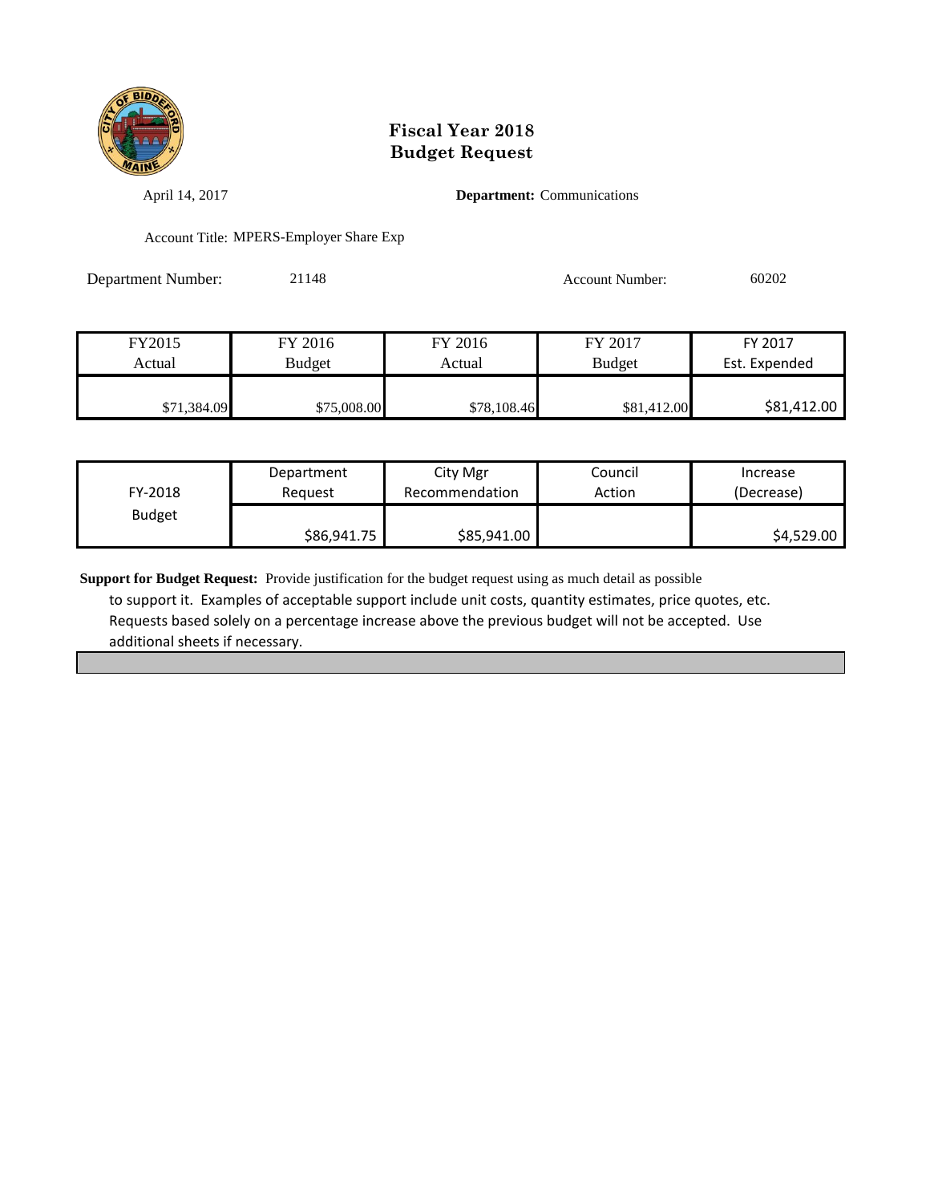# Fiscal Year 2018
# Budget Request

April 14, 2017

**Department:** Communications

Account Title: MPERS-Employer Share Exp

Department Number: 21148

Account Number: 60202

| FY2015 Actual | FY 2016 Budget | FY 2016 Actual | FY 2017 Budget | FY 2017 Est. Expended |
|---|---|---|---|---|
| $71,384.09 | $75,008.00 | $78,108.46 | $81,412.00 | $81,412.00 |

| FY-2018 Budget | Department Request | City Mgr Recommendation | Council Action | Increase (Decrease) |
|---|---|---|---|---|
| | $86,941.75 | $85,941.00 | | $4,529.00 |

**Support for Budget Request:** Provide justification for the budget request using as much detail as possible to support it. Examples of acceptable support include unit costs, quantity estimates, price quotes, etc. Requests based solely on a percentage increase above the previous budget will not be accepted. Use additional sheets if necessary.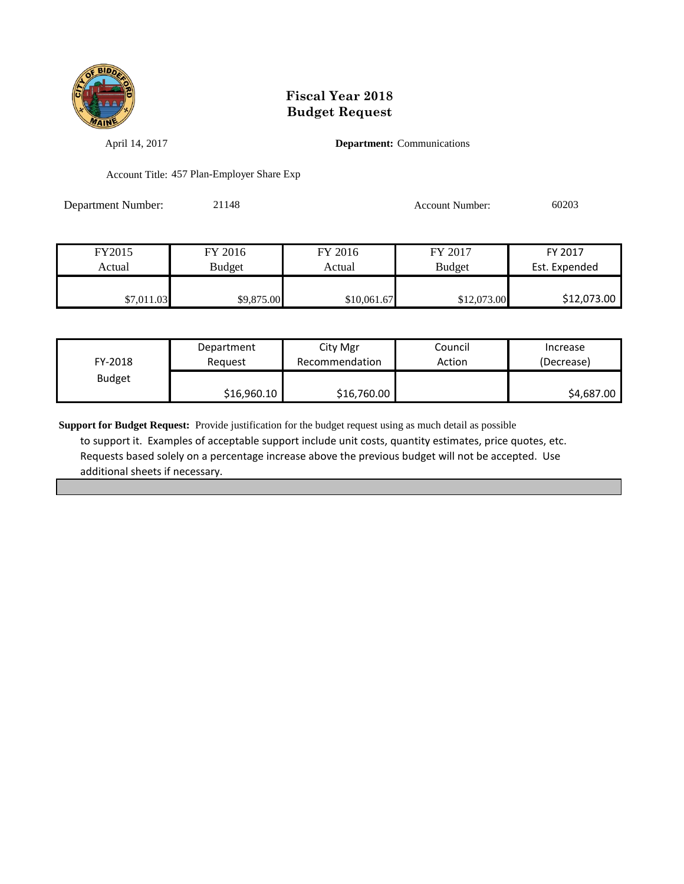# Fiscal Year 2018
# Budget Request

April 14, 2017

**Department:** Communications

Account Title: 457 Plan-Employer Share Exp

Department Number: 21148

Account Number: 60203

| FY2015 Actual | FY 2016 Budget | FY 2016 Actual | FY 2017 Budget | FY 2017 Est. Expended |
|---|---|---|---|---|
| $7,011.03 | $9,875.00 | $10,061.67 | $12,073.00 | $12,073.00 |

| FY-2018 Budget | Department Request | City Mgr Recommendation | Council Action | Increase (Decrease) |
|---|---|---|---|---|
| | $16,960.10 | $16,760.00 | | $4,687.00 |

**Support for Budget Request:** Provide justification for the budget request using as much detail as possible to support it. Examples of acceptable support include unit costs, quantity estimates, price quotes, etc. Requests based solely on a percentage increase above the previous budget will not be accepted. Use additional sheets if necessary.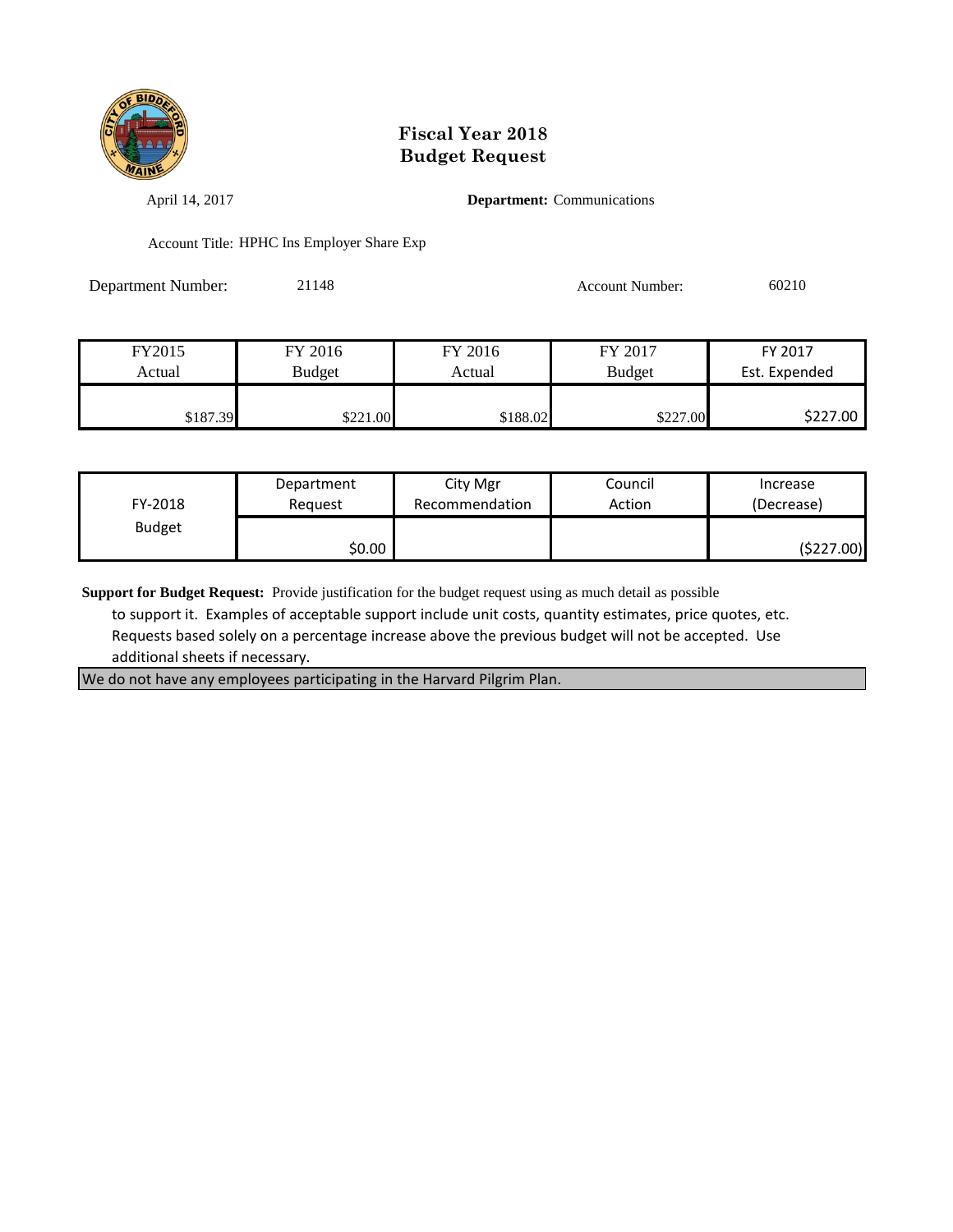# Fiscal Year 2018
# Budget Request

April 14, 2017

**Department:** Communications

Account Title: HPHC Ins Employer Share Exp

Department Number: 21148

Account Number: 60210

| FY2015 Actual | FY 2016 Budget | FY 2016 Actual | FY 2017 Budget | FY 2017 Est. Expended |
|---|---|---|---|---|
| $187.39 | $221.00 | $188.02 | $227.00 | $227.00 |

| FY-2018 Budget | Department Request | City Mgr Recommendation | Council Action | Increase (Decrease) |
|---|---|---|---|---|
| | $0.00 | | | ($227.00) |

**Support for Budget Request:** Provide justification for the budget request using as much detail as possible to support it. Examples of acceptable support include unit costs, quantity estimates, price quotes, etc. Requests based solely on a percentage increase above the previous budget will not be accepted. Use additional sheets if necessary.

We do not have any employees participating in the Harvard Pilgrim Plan.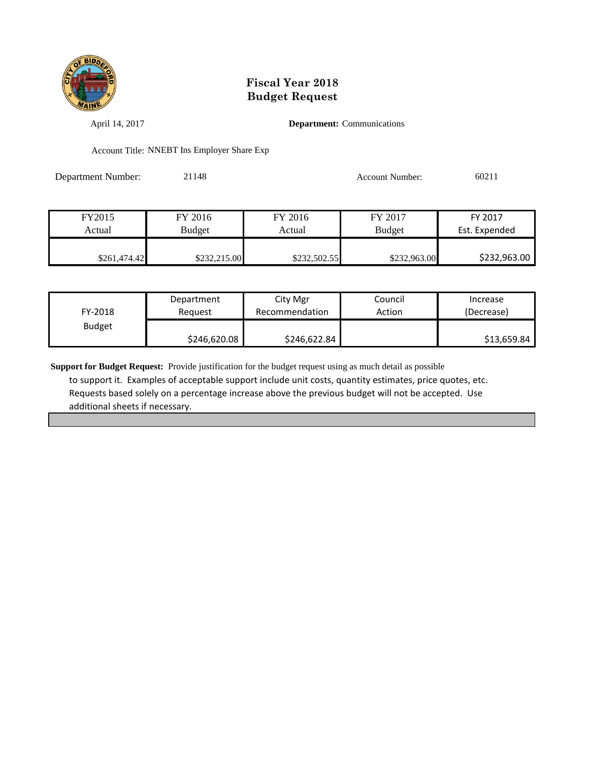# Fiscal Year 2018
# Budget Request

April 14, 2017

**Department:** Communications

Account Title: NNEBT Ins Employer Share Exp

Department Number: 21148

Account Number: 60211

| FY2015 Actual | FY 2016 Budget | FY 2016 Actual | FY 2017 Budget | FY 2017 Est. Expended |
|---|---|---|---|---|
| $261,474.42 | $232,215.00 | $232,502.55 | $232,963.00 | $232,963.00 |

| FY-2018 Budget | Department Request | City Mgr Recommendation | Council Action | Increase (Decrease) |
|---|---|---|---|---|
| | $246,620.08 | $246,622.84 | | $13,659.84 |

**Support for Budget Request:** Provide justification for the budget request using as much detail as possible to support it. Examples of acceptable support include unit costs, quantity estimates, price quotes, etc. Requests based solely on a percentage increase above the previous budget will not be accepted. Use additional sheets if necessary.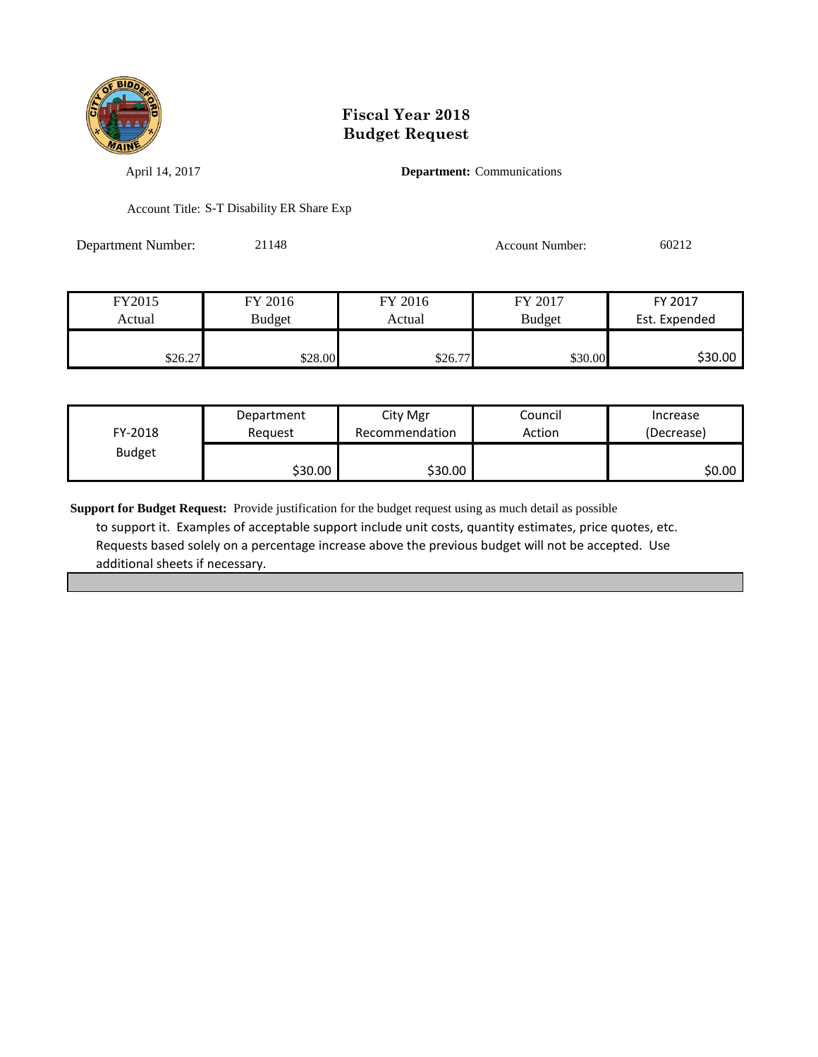# Fiscal Year 2018
# Budget Request

April 14, 2017

**Department:** Communications

Account Title: S-T Disability ER Share Exp

Department Number: 21148

Account Number: 60212

| FY2015 Actual | FY 2016 Budget | FY 2016 Actual | FY 2017 Budget | FY 2017 Est. Expended |
|---|---|---|---|---|
| $26.27 | $28.00 | $26.77 | $30.00 | $30.00 |

| FY-2018 Budget | Department Request | City Mgr Recommendation | Council Action | Increase (Decrease) |
|---|---|---|---|---|
| | $30.00 | $30.00 | | $0.00 |

**Support for Budget Request:** Provide justification for the budget request using as much detail as possible to support it. Examples of acceptable support include unit costs, quantity estimates, price quotes, etc. Requests based solely on a percentage increase above the previous budget will not be accepted. Use additional sheets if necessary.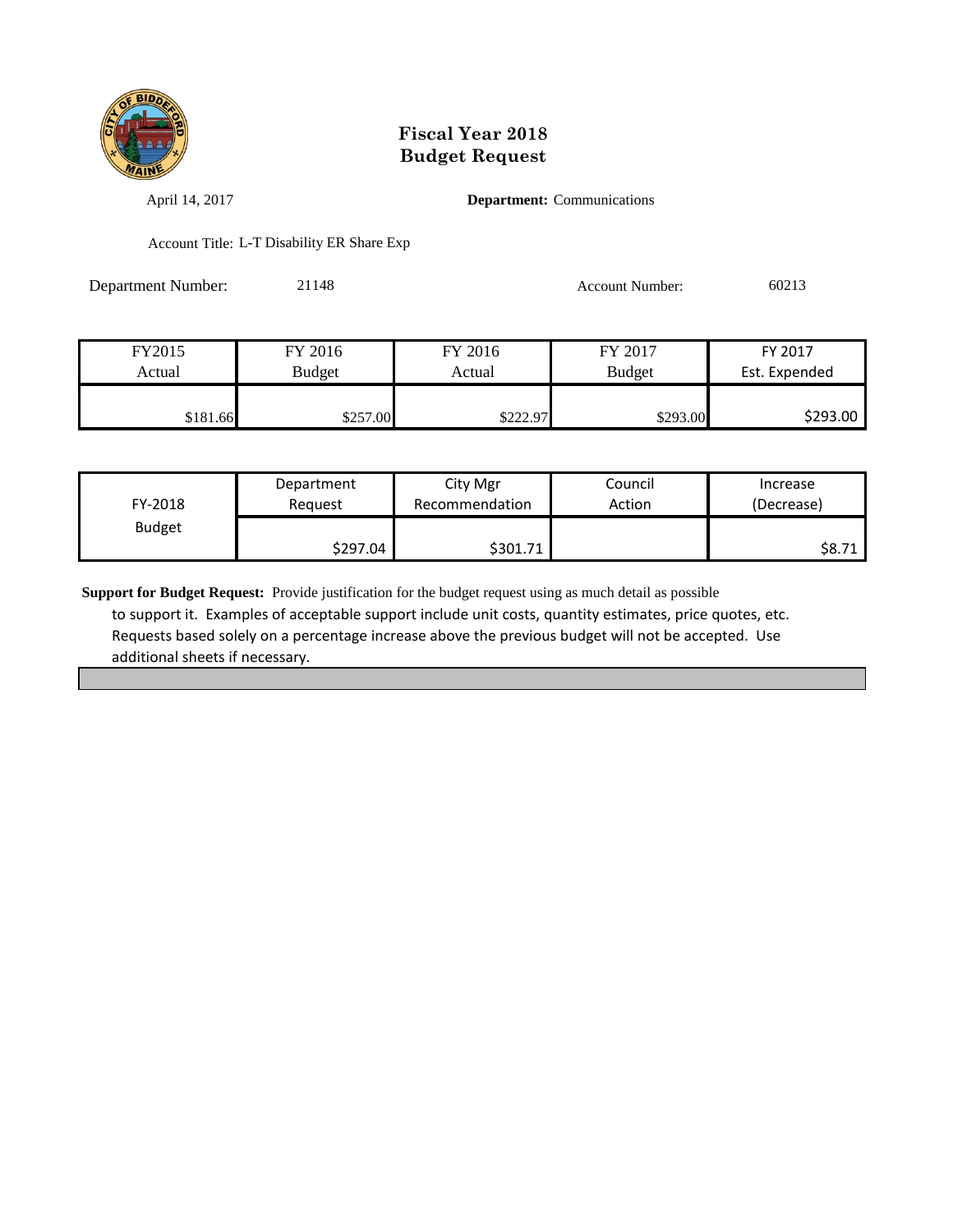# Fiscal Year 2018
# Budget Request

April 14, 2017

**Department:** Communications

Account Title: L-T Disability ER Share Exp

Department Number: 21148

Account Number: 60213

| FY2015 Actual | FY 2016 Budget | FY 2016 Actual | FY 2017 Budget | FY 2017 Est. Expended |
|---|---|---|---|---|
| $181.66 | $257.00 | $222.97 | $293.00 | $293.00 |

| FY-2018 Budget | Department Request | City Mgr Recommendation | Council Action | Increase (Decrease) |
|---|---|---|---|---|
| | $297.04 | $301.71 | | $8.71 |

**Support for Budget Request:** Provide justification for the budget request using as much detail as possible to support it. Examples of acceptable support include unit costs, quantity estimates, price quotes, etc. Requests based solely on a percentage increase above the previous budget will not be accepted. Use additional sheets if necessary.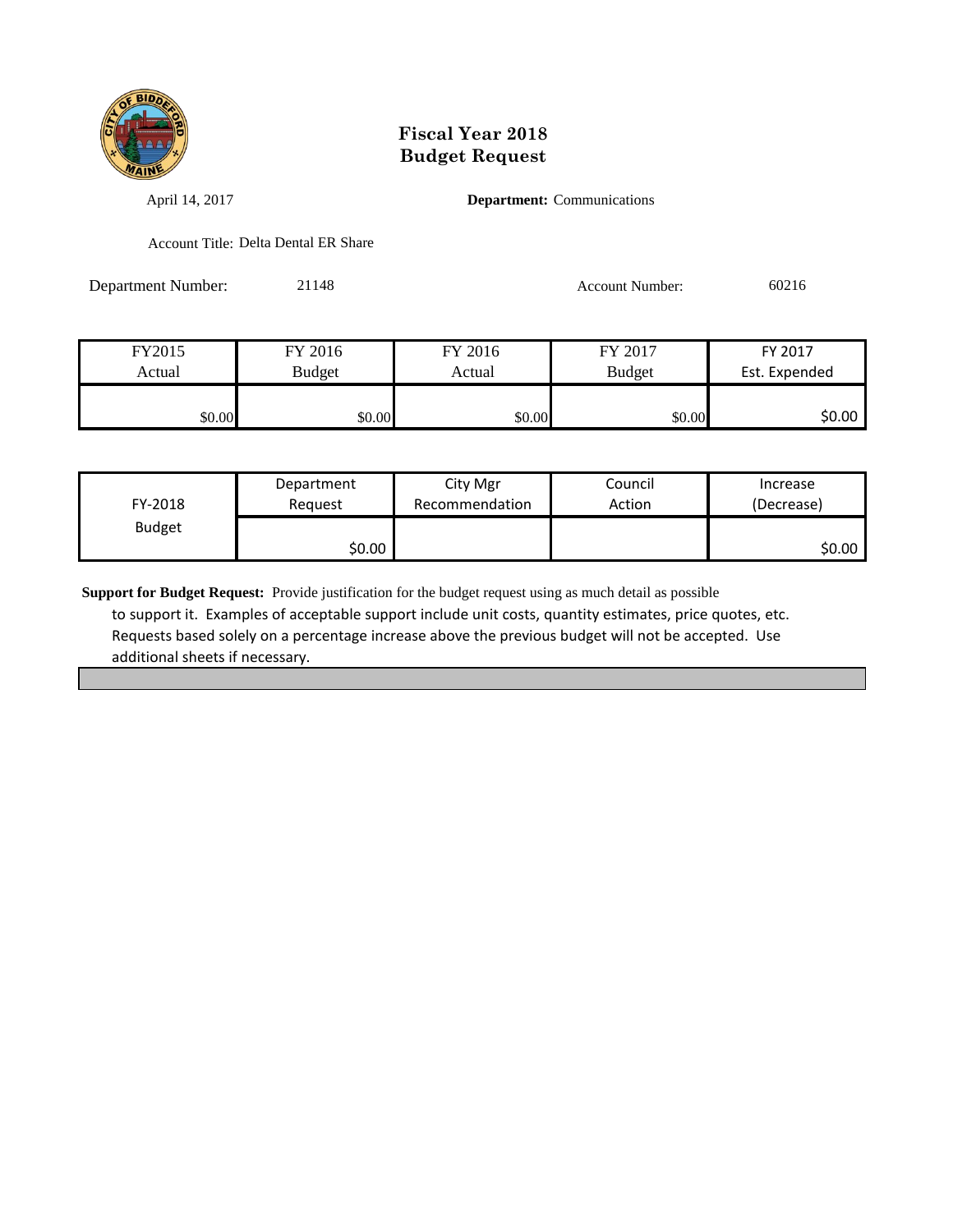# Fiscal Year 2018
# Budget Request

April 14, 2017

**Department:** Communications

Account Title: Delta Dental ER Share

Department Number: 21148

Account Number: 60216

| FY2015 Actual | FY 2016 Budget | FY 2016 Actual | FY 2017 Budget | FY 2017 Est. Expended |
|---|---|---|---|---|
| $0.00 | $0.00 | $0.00 | $0.00 | $0.00 |

| FY-2018 Budget | Department Request | City Mgr Recommendation | Council Action | Increase (Decrease) |
|---|---|---|---|---|
| | $0.00 | | | $0.00 |

**Support for Budget Request:** Provide justification for the budget request using as much detail as possible to support it. Examples of acceptable support include unit costs, quantity estimates, price quotes, etc. Requests based solely on a percentage increase above the previous budget will not be accepted. Use additional sheets if necessary.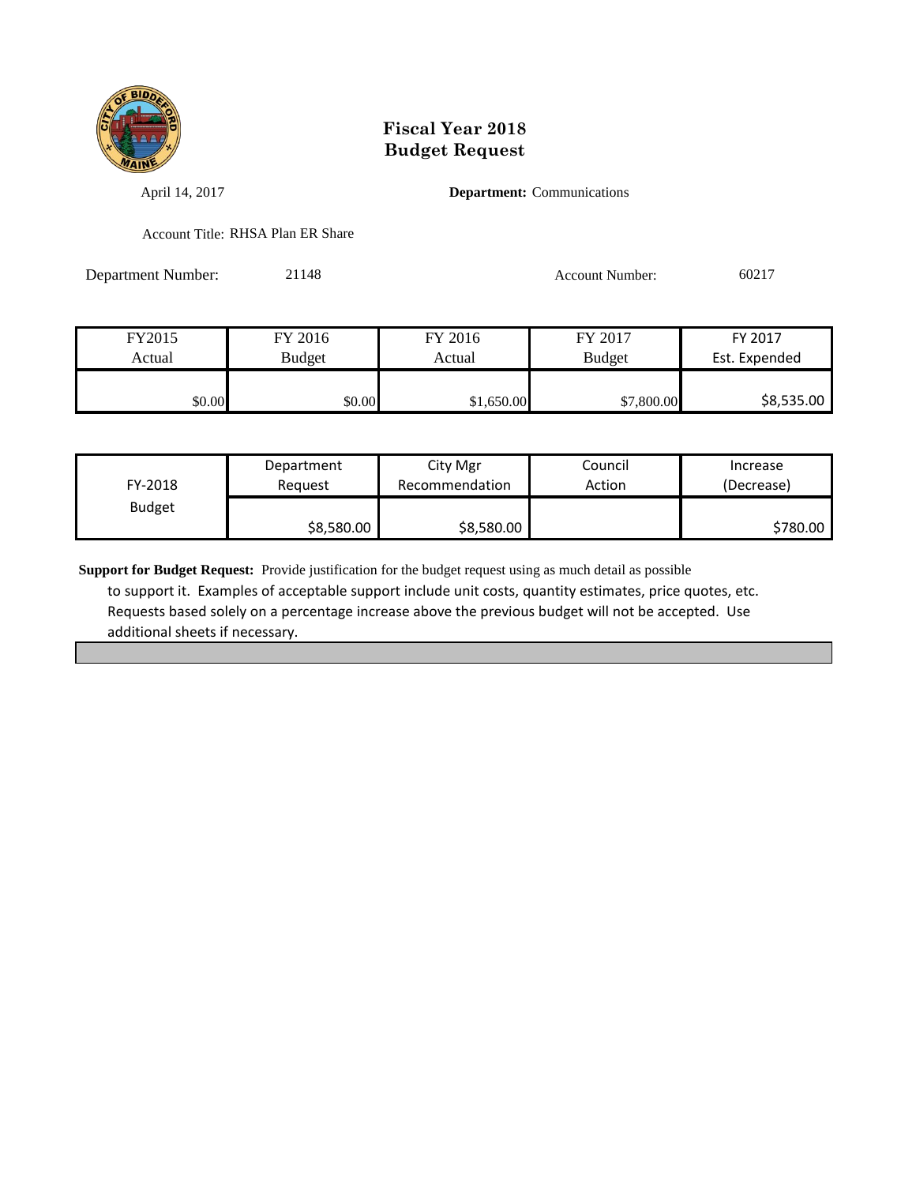# Fiscal Year 2018
# Budget Request

April 14, 2017

**Department:** Communications

Account Title: RHSA Plan ER Share

Department Number: 21148

Account Number: 60217

| FY2015 Actual | FY 2016 Budget | FY 2016 Actual | FY 2017 Budget | FY 2017 Est. Expended |
|---|---|---|---|---|
| $0.00 | $0.00 | $1,650.00 | $7,800.00 | $8,535.00 |

| FY-2018 Budget | Department Request | City Mgr Recommendation | Council Action | Increase (Decrease) |
|---|---|---|---|---|
| | $8,580.00 | $8,580.00 | | $780.00 |

**Support for Budget Request:** Provide justification for the budget request using as much detail as possible to support it. Examples of acceptable support include unit costs, quantity estimates, price quotes, etc. Requests based solely on a percentage increase above the previous budget will not be accepted. Use additional sheets if necessary.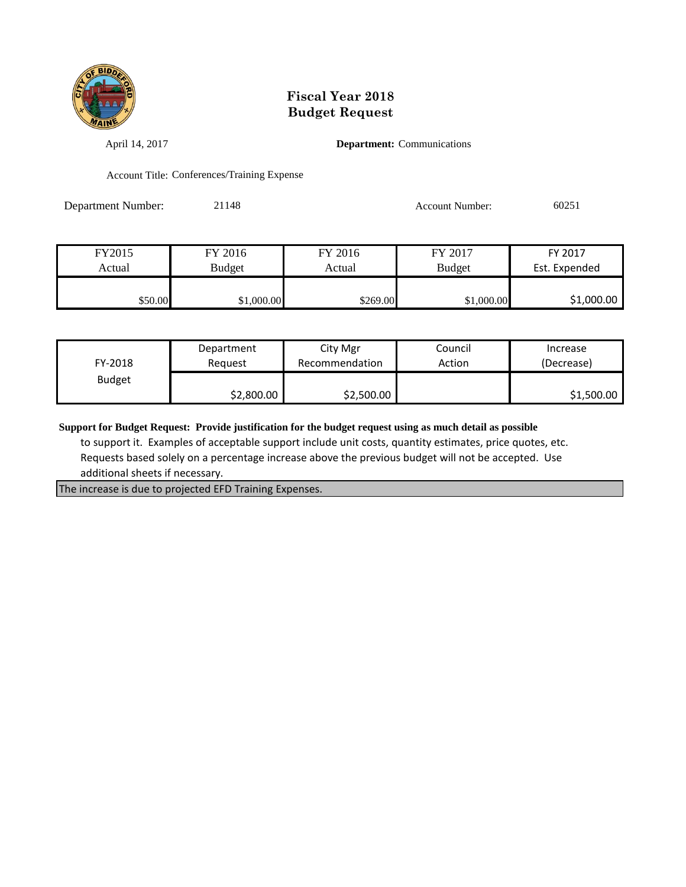# Fiscal Year 2018
# Budget Request

April 14, 2017

**Department:** Communications

Account Title: Conferences/Training Expense

Department Number: 21148

Account Number: 60251

| FY2015 Actual | FY 2016 Budget | FY 2016 Actual | FY 2017 Budget | FY 2017 Est. Expended |
|---|---|---|---|---|
| $50.00 | $1,000.00 | $269.00 | $1,000.00 | $1,000.00 |

| FY-2018 Budget | Department Request | City Mgr Recommendation | Council Action | Increase (Decrease) |
|---|---|---|---|---|
| | $2,800.00 | $2,500.00 | | $1,500.00 |

**Support for Budget Request: Provide justification for the budget request using as much detail as possible** to support it. Examples of acceptable support include unit costs, quantity estimates, price quotes, etc. Requests based solely on a percentage increase above the previous budget will not be accepted. Use additional sheets if necessary.

The increase is due to projected EFD Training Expenses.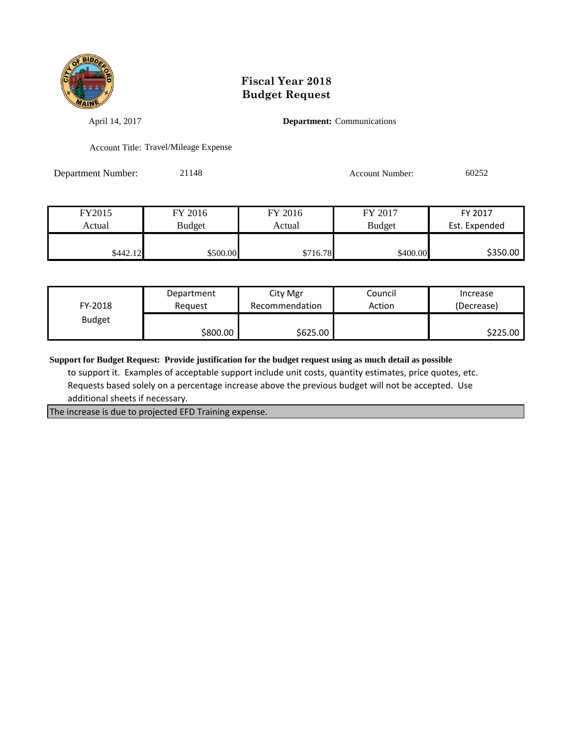# Fiscal Year 2018
# Budget Request

April 14, 2017

**Department:** Communications

Account Title: Travel/Mileage Expense

Department Number: 21148

Account Number: 60252

| FY2015 Actual | FY 2016 Budget | FY 2016 Actual | FY 2017 Budget | FY 2017 Est. Expended |
|---|---|---|---|---|
| $442.12 | $500.00 | $716.78 | $400.00 | $350.00 |

| FY-2018 Budget | Department Request | City Mgr Recommendation | Council Action | Increase (Decrease) |
|---|---|---|---|---|
| | $800.00 | $625.00 | | $225.00 |

**Support for Budget Request: Provide justification for the budget request using as much detail as possible** to support it. Examples of acceptable support include unit costs, quantity estimates, price quotes, etc. Requests based solely on a percentage increase above the previous budget will not be accepted. Use additional sheets if necessary.

The increase is due to projected EFD Training expense.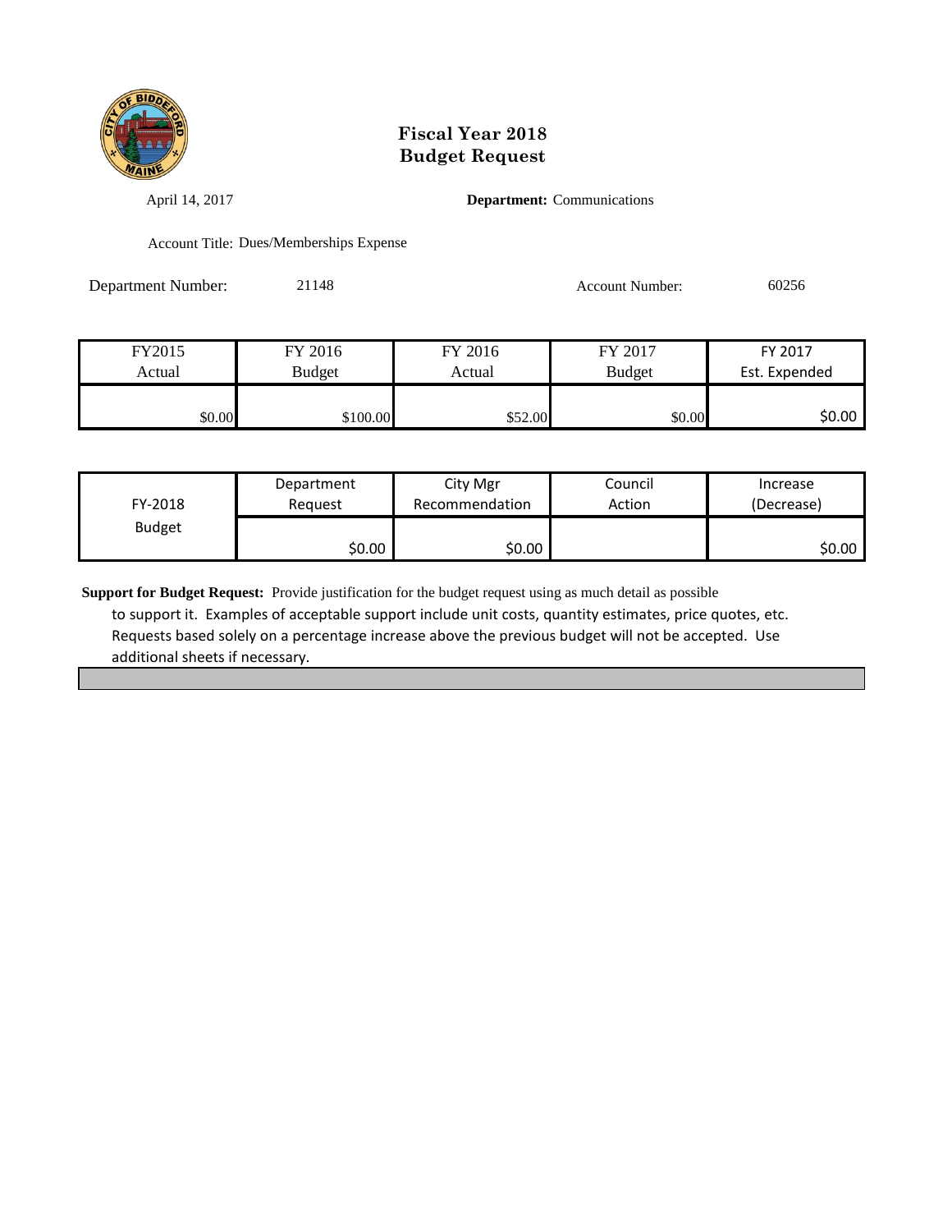# Fiscal Year 2018
# Budget Request

April 14, 2017

**Department:** Communications

Account Title: Dues/Memberships Expense

Department Number: 21148

Account Number: 60256

| FY2015 Actual | FY 2016 Budget | FY 2016 Actual | FY 2017 Budget | FY 2017 Est. Expended |
|---|---|---|---|---|
| $0.00 | $100.00 | $52.00 | $0.00 | $0.00 |

| FY-2018 Budget | Department Request | City Mgr Recommendation | Council Action | Increase (Decrease) |
|---|---|---|---|---|
| | $0.00 | $0.00 | | $0.00 |

**Support for Budget Request:** Provide justification for the budget request using as much detail as possible to support it. Examples of acceptable support include unit costs, quantity estimates, price quotes, etc. Requests based solely on a percentage increase above the previous budget will not be accepted. Use additional sheets if necessary.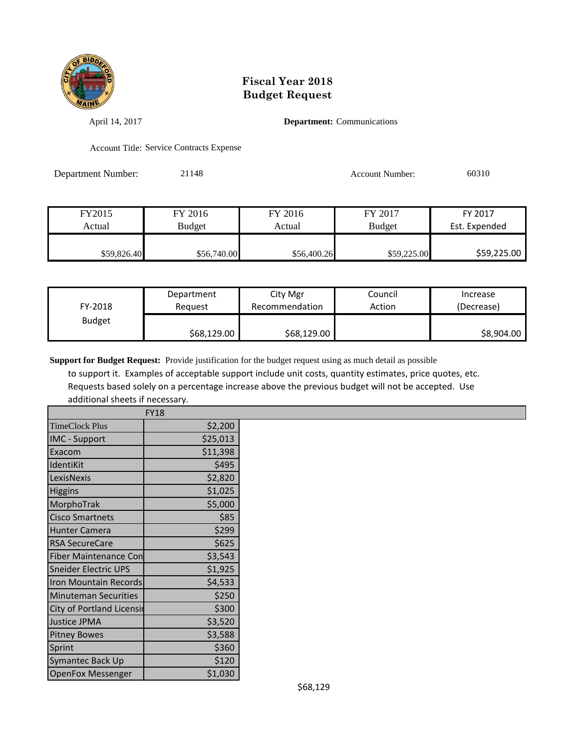# Fiscal Year 2018
# Budget Request

April 14, 2017

**Department:** Communications

Account Title: Service Contracts Expense

Department Number: 21148

Account Number: 60310

| FY2015 Actual | FY 2016 Budget | FY 2016 Actual | FY 2017 Budget | FY 2017 Est. Expended |
|---|---|---|---|---|
| $59,826.40 | $56,740.00 | $56,400.26 | $59,225.00 | $59,225.00 |

| FY-2018 Budget | Department Request | City Mgr Recommendation | Council Action | Increase (Decrease) |
|---|---|---|---|---|
| | $68,129.00 | $68,129.00 | | $8,904.00 |

**Support for Budget Request:** Provide justification for the budget request using as much detail as possible to support it. Examples of acceptable support include unit costs, quantity estimates, price quotes, etc. Requests based solely on a percentage increase above the previous budget will not be accepted. Use additional sheets if necessary.

| | FY18 |
|---|---|
| TimeClock Plus | $2,200 |
| IMC - Support | $25,013 |
| Exacom | $11,398 |
| IdentiKit | $495 |
| LexisNexis | $2,820 |
| Higgins | $1,025 |
| MorphoTrak | $5,000 |
| Cisco Smartnets | $85 |
| Hunter Camera | $299 |
| RSA SecureCare | $625 |
| Fiber Maintenance Con | $3,543 |
| Sneider Electric UPS | $1,925 |
| Iron Mountain Records | $4,533 |
| Minuteman Securities | $250 |
| City of Portland Licensi | $300 |
| Justice JPMA | $3,520 |
| Pitney Bowes | $3,588 |
| Sprint | $360 |
| Symantec Back Up | $120 |
| OpenFox Messenger | $1,030 |

$68,129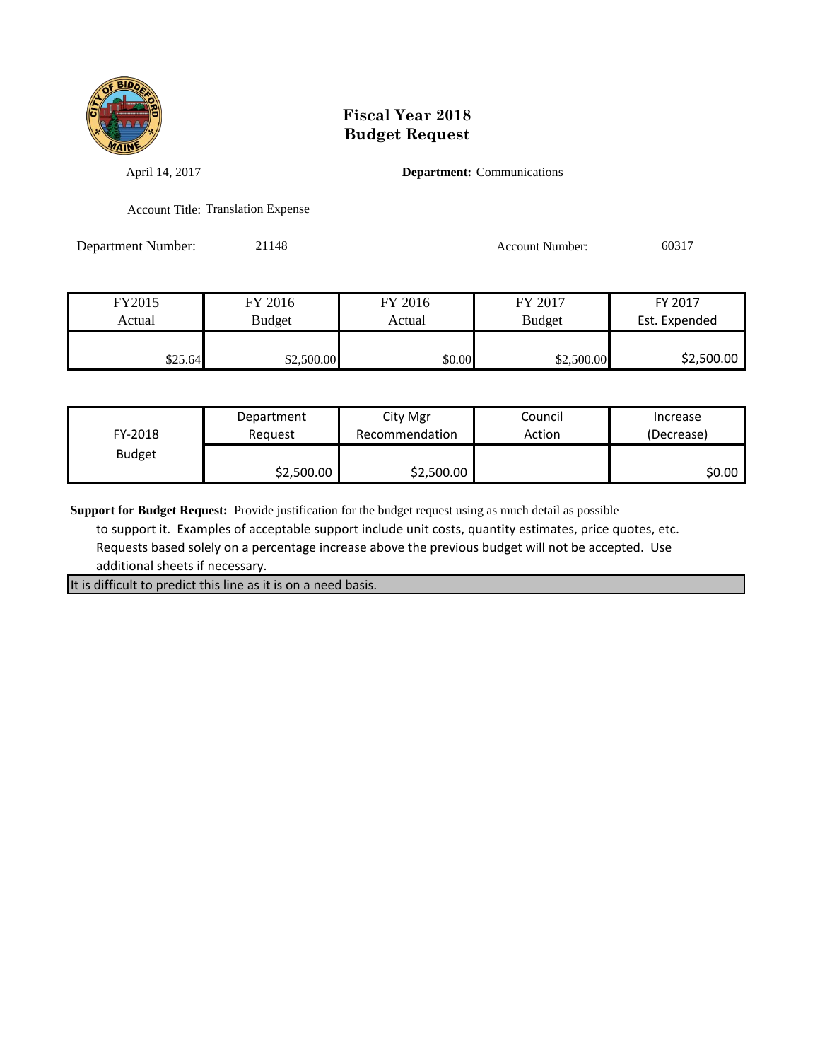# Fiscal Year 2018
# Budget Request

April 14, 2017

**Department:** Communications

Account Title: Translation Expense

Department Number: 21148

Account Number: 60317

| FY2015 Actual | FY 2016 Budget | FY 2016 Actual | FY 2017 Budget | FY 2017 Est. Expended |
|---|---|---|---|---|
| $25.64 | $2,500.00 | $0.00 | $2,500.00 | $2,500.00 |

| FY-2018 Budget | Department Request | City Mgr Recommendation | Council Action | Increase (Decrease) |
|---|---|---|---|---|
| | $2,500.00 | $2,500.00 | | $0.00 |

**Support for Budget Request:** Provide justification for the budget request using as much detail as possible to support it. Examples of acceptable support include unit costs, quantity estimates, price quotes, etc. Requests based solely on a percentage increase above the previous budget will not be accepted. Use additional sheets if necessary.

It is difficult to predict this line as it is on a need basis.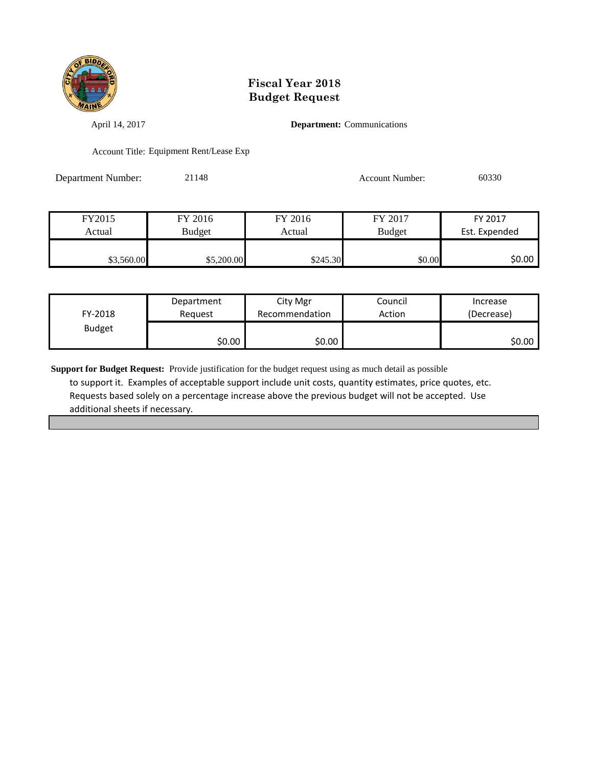# Fiscal Year 2018
# Budget Request

April 14, 2017

**Department:** Communications

Account Title: Equipment Rent/Lease Exp

Department Number: 21148

Account Number: 60330

| FY2015 Actual | FY 2016 Budget | FY 2016 Actual | FY 2017 Budget | FY 2017 Est. Expended |
|---|---|---|---|---|
| $3,560.00 | $5,200.00 | $245.30 | $0.00 | $0.00 |

| FY-2018 Budget | Department Request | City Mgr Recommendation | Council Action | Increase (Decrease) |
|---|---|---|---|---|
| | $0.00 | $0.00 | | $0.00 |

**Support for Budget Request:** Provide justification for the budget request using as much detail as possible to support it. Examples of acceptable support include unit costs, quantity estimates, price quotes, etc. Requests based solely on a percentage increase above the previous budget will not be accepted. Use additional sheets if necessary.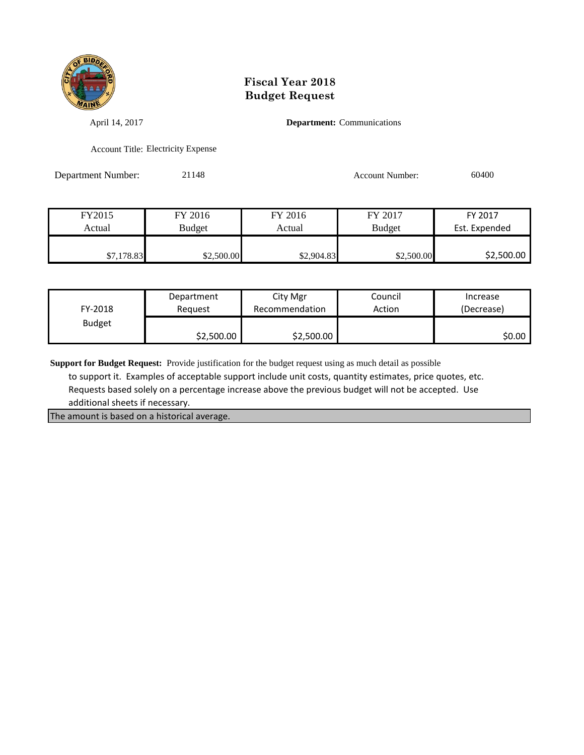# Fiscal Year 2018
# Budget Request

April 14, 2017

**Department:** Communications

Account Title: Electricity Expense

Department Number: 21148

Account Number: 60400

| FY2015 Actual | FY 2016 Budget | FY 2016 Actual | FY 2017 Budget | FY 2017 Est. Expended |
|---|---|---|---|---|
| $7,178.83 | $2,500.00 | $2,904.83 | $2,500.00 | $2,500.00 |

| FY-2018 Budget | Department Request | City Mgr Recommendation | Council Action | Increase (Decrease) |
|---|---|---|---|---|
| | $2,500.00 | $2,500.00 | | $0.00 |

**Support for Budget Request:** Provide justification for the budget request using as much detail as possible to support it. Examples of acceptable support include unit costs, quantity estimates, price quotes, etc. Requests based solely on a percentage increase above the previous budget will not be accepted. Use additional sheets if necessary.

The amount is based on a historical average.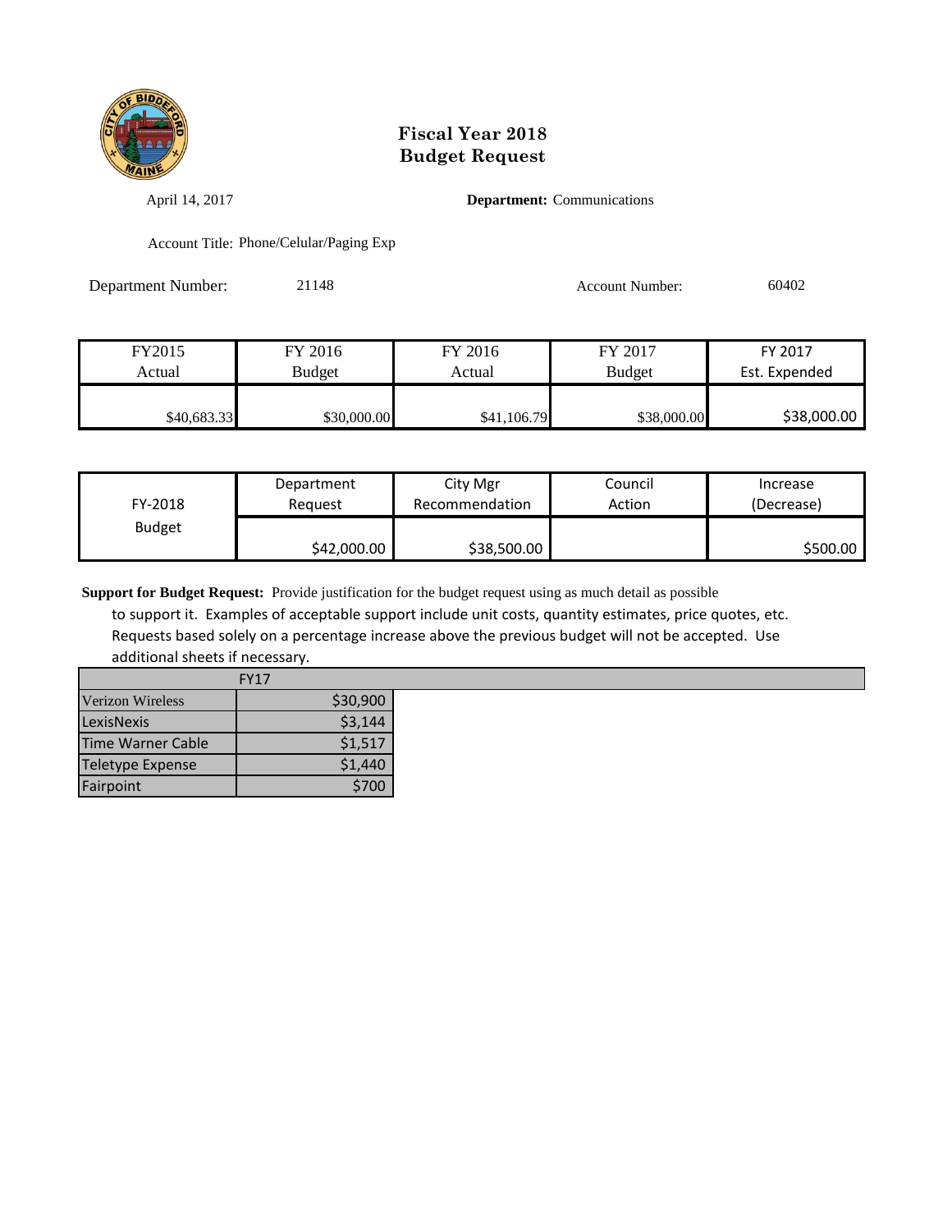# Fiscal Year 2018
# Budget Request

April 14, 2017

**Department:** Communications

Account Title: Phone/Celular/Paging Exp

Department Number: 21148

Account Number: 60402

| FY2015 Actual | FY 2016 Budget | FY 2016 Actual | FY 2017 Budget | FY 2017 Est. Expended |
|---|---|---|---|---|
| $40,683.33 | $30,000.00 | $41,106.79 | $38,000.00 | $38,000.00 |

| FY-2018 Budget | Department Request | City Mgr Recommendation | Council Action | Increase (Decrease) |
|---|---|---|---|---|
| | $42,000.00 | $38,500.00 | | $500.00 |

**Support for Budget Request:** Provide justification for the budget request using as much detail as possible to support it. Examples of acceptable support include unit costs, quantity estimates, price quotes, etc. Requests based solely on a percentage increase above the previous budget will not be accepted. Use additional sheets if necessary.

| | FY17 |
|---|---|
| Verizon Wireless | $30,900 |
| LexisNexis | $3,144 |
| Time Warner Cable | $1,517 |
| Teletype Expense | $1,440 |
| Fairpoint | $700 |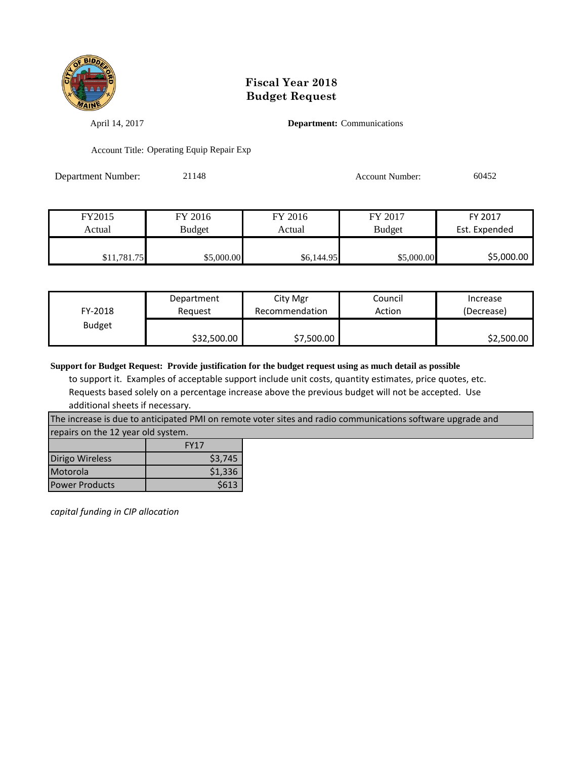# Fiscal Year 2018
# Budget Request

April 14, 2017

**Department:** Communications

Account Title: Operating Equip Repair Exp

Department Number: 21148

Account Number: 60452

| FY2015 Actual | FY 2016 Budget | FY 2016 Actual | FY 2017 Budget | FY 2017 Est. Expended |
|---|---|---|---|---|
| $11,781.75 | $5,000.00 | $6,144.95 | $5,000.00 | $5,000.00 |

| FY-2018 Budget | Department Request | City Mgr Recommendation | Council Action | Increase (Decrease) |
|---|---|---|---|---|
| | $32,500.00 | $7,500.00 | | $2,500.00 |

**Support for Budget Request: Provide justification for the budget request using as much detail as possible** to support it. Examples of acceptable support include unit costs, quantity estimates, price quotes, etc. Requests based solely on a percentage increase above the previous budget will not be accepted. Use additional sheets if necessary.

The increase is due to anticipated PMI on remote voter sites and radio communications software upgrade and repairs on the 12 year old system.

| | FY17 |
|---|---|
| Dirigo Wireless | $3,745 |
| Motorola | $1,336 |
| Power Products | $613 |

*capital funding in CIP allocation*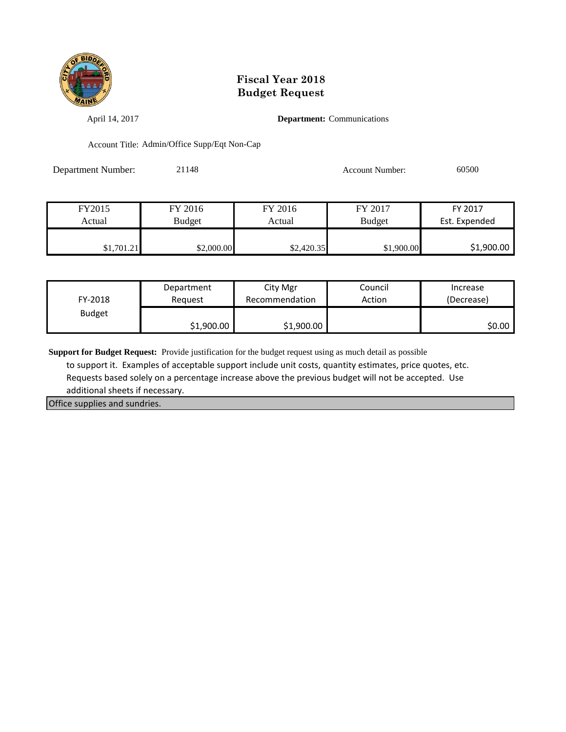# Fiscal Year 2018
# Budget Request

April 14, 2017

**Department:** Communications

Account Title: Admin/Office Supp/Eqt Non-Cap

Department Number: 21148

Account Number: 60500

| FY2015 Actual | FY 2016 Budget | FY 2016 Actual | FY 2017 Budget | FY 2017 Est. Expended |
|---|---|---|---|---|
| $1,701.21 | $2,000.00 | $2,420.35 | $1,900.00 | $1,900.00 |

| FY-2018 Budget | Department Request | City Mgr Recommendation | Council Action | Increase (Decrease) |
|---|---|---|---|---|
| | $1,900.00 | $1,900.00 | | $0.00 |

**Support for Budget Request:** Provide justification for the budget request using as much detail as possible to support it. Examples of acceptable support include unit costs, quantity estimates, price quotes, etc. Requests based solely on a percentage increase above the previous budget will not be accepted. Use additional sheets if necessary.

Office supplies and sundries.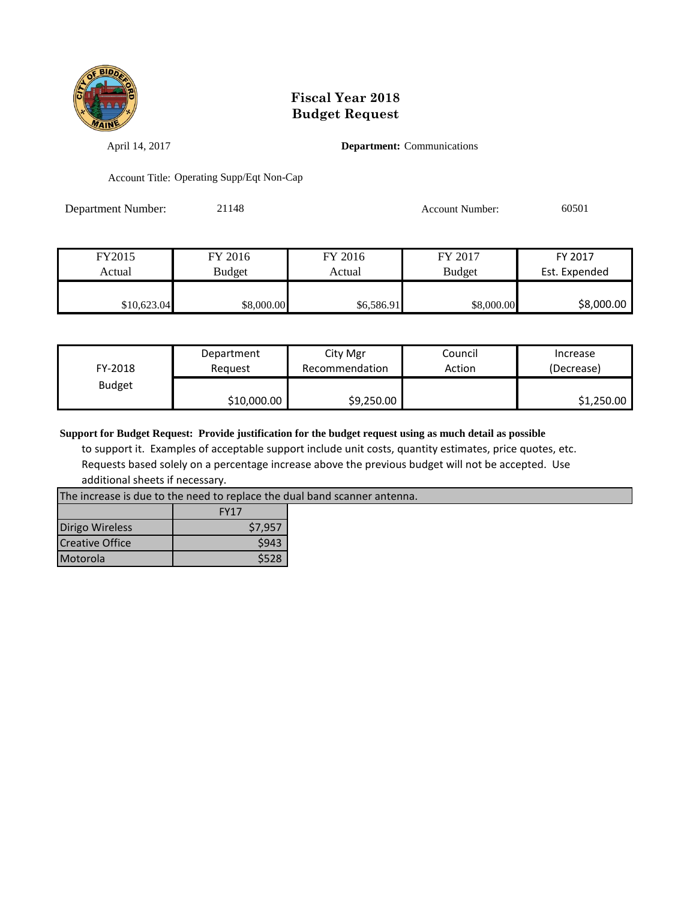# Fiscal Year 2018
# Budget Request

April 14, 2017

**Department:** Communications

Account Title: Operating Supp/Eqt Non-Cap

Department Number: 21148

Account Number: 60501

| FY2015 Actual | FY 2016 Budget | FY 2016 Actual | FY 2017 Budget | FY 2017 Est. Expended |
|---|---|---|---|---|
| $10,623.04 | $8,000.00 | $6,586.91 | $8,000.00 | $8,000.00 |

| FY-2018 Budget | Department Request | City Mgr Recommendation | Council Action | Increase (Decrease) |
|---|---|---|---|---|
| | $10,000.00 | $9,250.00 | | $1,250.00 |

**Support for Budget Request: Provide justification for the budget request using as much detail as possible** to support it. Examples of acceptable support include unit costs, quantity estimates, price quotes, etc. Requests based solely on a percentage increase above the previous budget will not be accepted. Use additional sheets if necessary.

The increase is due to the need to replace the dual band scanner antenna.

| | FY17 |
|---|---|
| Dirigo Wireless | $7,957 |
| Creative Office | $943 |
| Motorola | $528 |